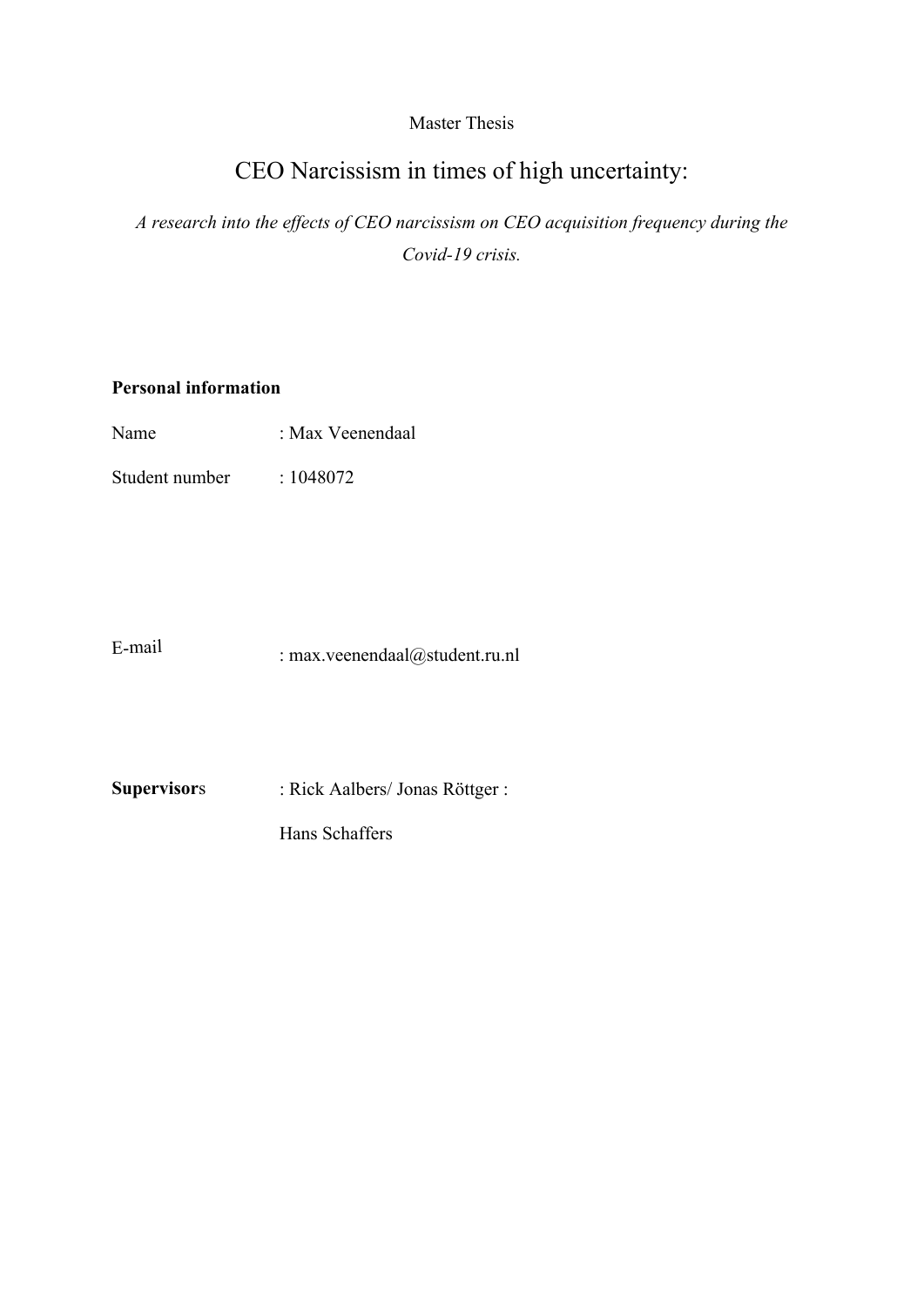Master Thesis

# CEO Narcissism in times of high uncertainty:

*A research into the effects of CEO narcissism on CEO acquisition frequency during the Covid-19 crisis.*

**Personal information**

Name : Max Veenendaal

Student number : 1048072

E-mail : max.veenendaal@student.ru.nl

**Supervisor**s : Rick Aalbers/ Jonas Röttger :

Hans Schaffers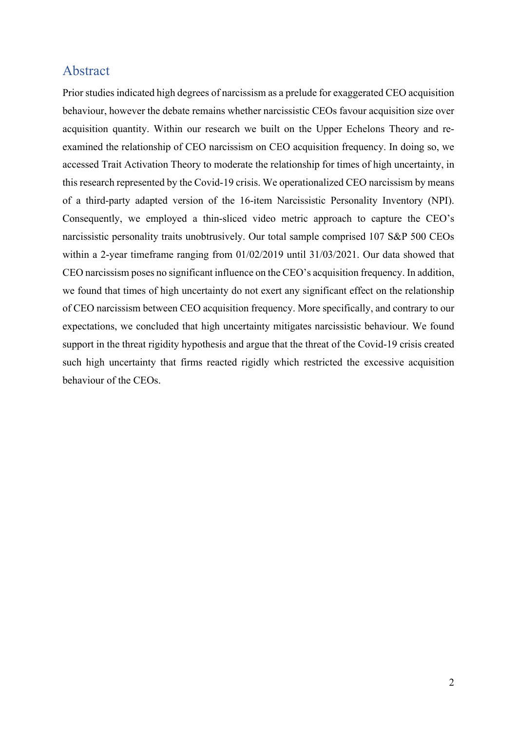## Abstract

Prior studies indicated high degrees of narcissism as a prelude for exaggerated CEO acquisition behaviour, however the debate remains whether narcissistic CEOs favour acquisition size over acquisition quantity. Within our research we built on the Upper Echelons Theory and re-examined the relationship of CEO narcissism on CEO acquisition frequency. In doing so, we accessed Trait Activation Theory to moderate the relationship for times of high uncertainty, in this research represented by the Covid-19 crisis. We operationalized CEO narcissism by means of a third-party adapted version of the 16-item Narcissistic Personality Inventory (NPI). Consequently, we employed a thin-sliced video metric approach to capture the CEO's narcissistic personality traits unobtrusively. Our total sample comprised 107 S&P 500 CEOs within a 2-year timeframe ranging from 01/02/2019 until 31/03/2021. Our data showed that CEO narcissism poses no significant influence on the CEO's acquisition frequency. In addition, we found that times of high uncertainty do not exert any significant effect on the relationship of CEO narcissism between CEO acquisition frequency. More specifically, and contrary to our expectations, we concluded that high uncertainty mitigates narcissistic behaviour. We found support in the threat rigidity hypothesis and argue that the threat of the Covid-19 crisis created such high uncertainty that firms reacted rigidly which restricted the excessive acquisition behaviour of the CEOs.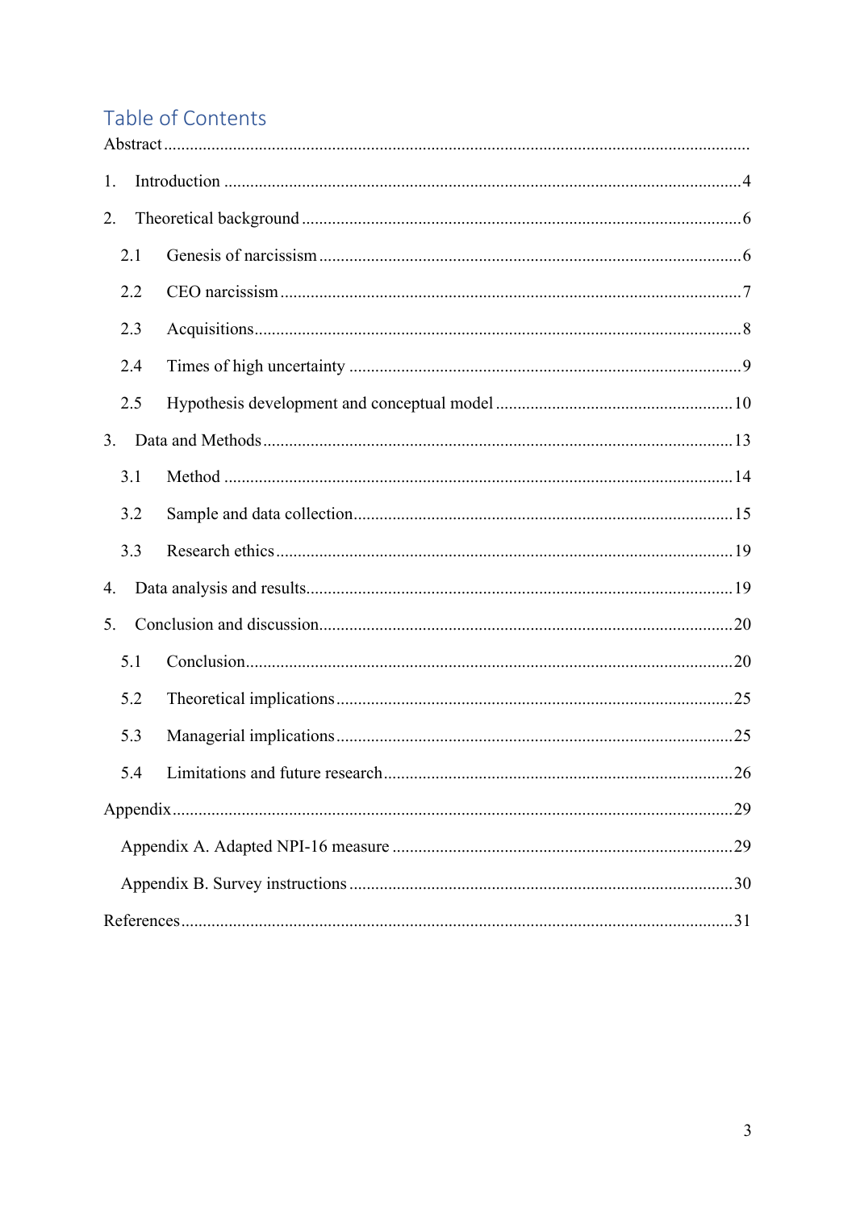## Table of Contents

Abstract

1. Introduction ........ 4
2. Theoretical background ........ 6
    - 2.1 Genesis of narcissism ........ 6
    - 2.2 CEO narcissism ........ 7
    - 2.3 Acquisitions ........ 8
    - 2.4 Times of high uncertainty ........ 9
    - 2.5 Hypothesis development and conceptual model ........ 10
3. Data and Methods ........ 13
    - 3.1 Method ........ 14
    - 3.2 Sample and data collection ........ 15
    - 3.3 Research ethics ........ 19
4. Data analysis and results ........ 19
5. Conclusion and discussion ........ 20
    - 5.1 Conclusion ........ 20
    - 5.2 Theoretical implications ........ 25
    - 5.3 Managerial implications ........ 25
    - 5.4 Limitations and future research ........ 26

Appendix ........ 29

- Appendix A. Adapted NPI-16 measure ........ 29
- Appendix B. Survey instructions ........ 30

References ........ 31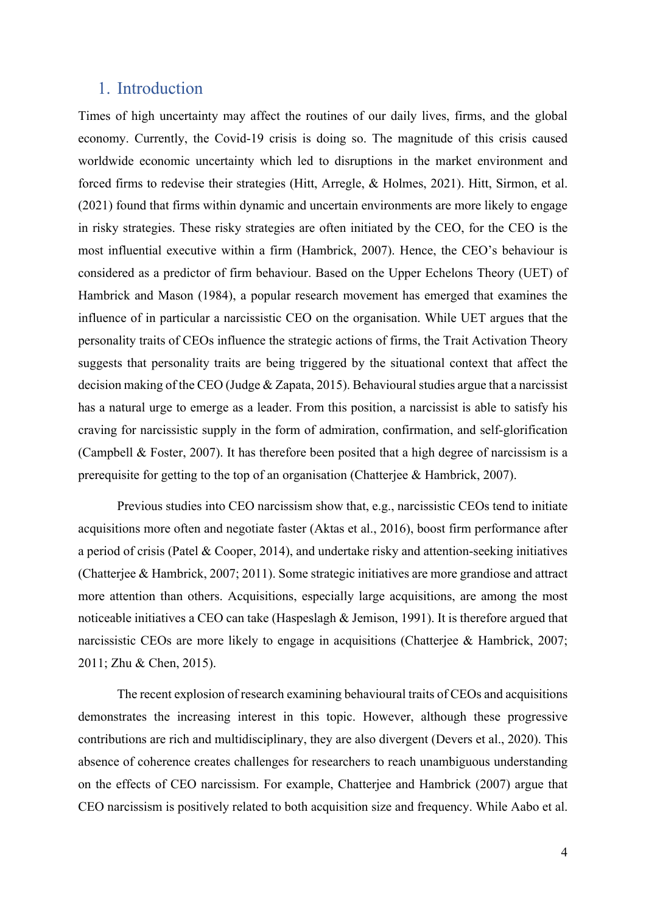# 1. Introduction

Times of high uncertainty may affect the routines of our daily lives, firms, and the global economy. Currently, the Covid-19 crisis is doing so. The magnitude of this crisis caused worldwide economic uncertainty which led to disruptions in the market environment and forced firms to redevise their strategies (Hitt, Arregle, & Holmes, 2021). Hitt, Sirmon, et al. (2021) found that firms within dynamic and uncertain environments are more likely to engage in risky strategies. These risky strategies are often initiated by the CEO, for the CEO is the most influential executive within a firm (Hambrick, 2007). Hence, the CEO's behaviour is considered as a predictor of firm behaviour. Based on the Upper Echelons Theory (UET) of Hambrick and Mason (1984), a popular research movement has emerged that examines the influence of in particular a narcissistic CEO on the organisation. While UET argues that the personality traits of CEOs influence the strategic actions of firms, the Trait Activation Theory suggests that personality traits are being triggered by the situational context that affect the decision making of the CEO (Judge & Zapata, 2015). Behavioural studies argue that a narcissist has a natural urge to emerge as a leader. From this position, a narcissist is able to satisfy his craving for narcissistic supply in the form of admiration, confirmation, and self-glorification (Campbell & Foster, 2007). It has therefore been posited that a high degree of narcissism is a prerequisite for getting to the top of an organisation (Chatterjee & Hambrick, 2007).

Previous studies into CEO narcissism show that, e.g., narcissistic CEOs tend to initiate acquisitions more often and negotiate faster (Aktas et al., 2016), boost firm performance after a period of crisis (Patel & Cooper, 2014), and undertake risky and attention-seeking initiatives (Chatterjee & Hambrick, 2007; 2011). Some strategic initiatives are more grandiose and attract more attention than others. Acquisitions, especially large acquisitions, are among the most noticeable initiatives a CEO can take (Haspeslagh & Jemison, 1991). It is therefore argued that narcissistic CEOs are more likely to engage in acquisitions (Chatterjee & Hambrick, 2007; 2011; Zhu & Chen, 2015).

The recent explosion of research examining behavioural traits of CEOs and acquisitions demonstrates the increasing interest in this topic. However, although these progressive contributions are rich and multidisciplinary, they are also divergent (Devers et al., 2020). This absence of coherence creates challenges for researchers to reach unambiguous understanding on the effects of CEO narcissism. For example, Chatterjee and Hambrick (2007) argue that CEO narcissism is positively related to both acquisition size and frequency. While Aabo et al.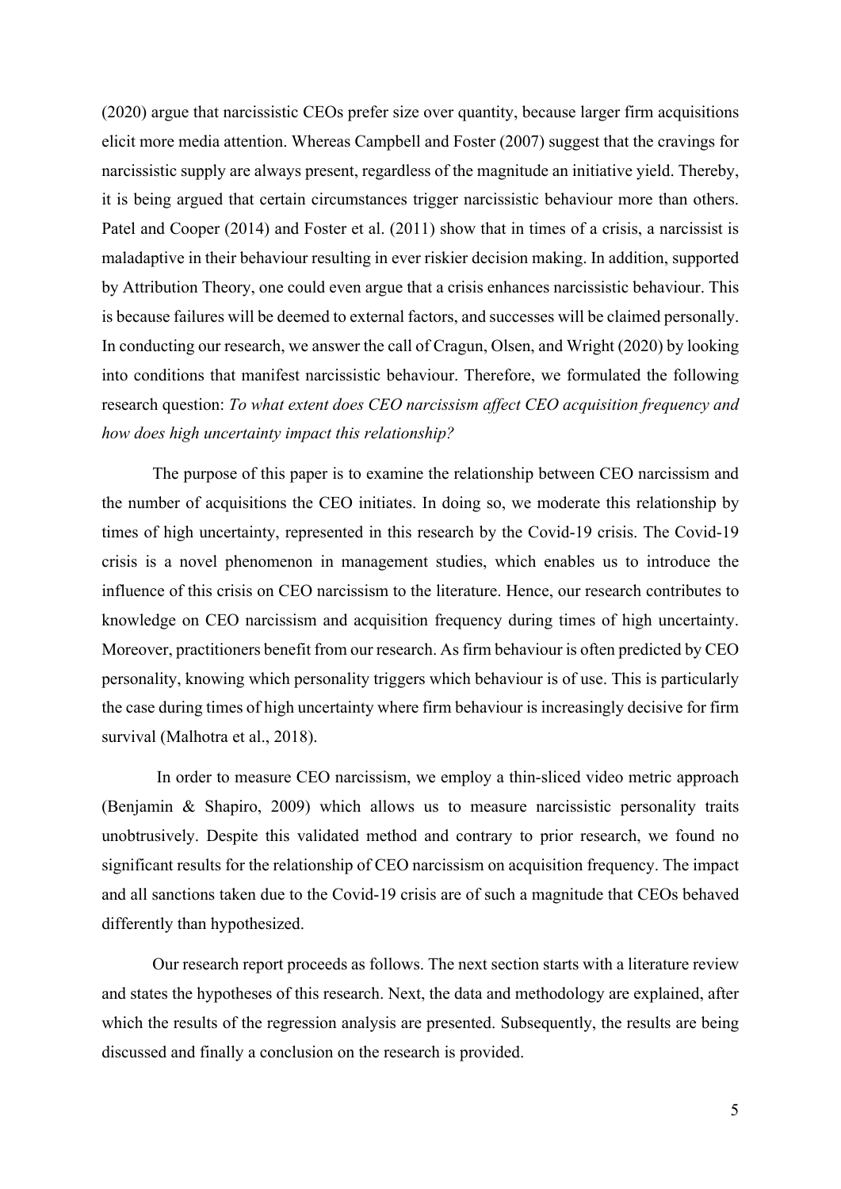(2020) argue that narcissistic CEOs prefer size over quantity, because larger firm acquisitions elicit more media attention. Whereas Campbell and Foster (2007) suggest that the cravings for narcissistic supply are always present, regardless of the magnitude an initiative yield. Thereby, it is being argued that certain circumstances trigger narcissistic behaviour more than others. Patel and Cooper (2014) and Foster et al. (2011) show that in times of a crisis, a narcissist is maladaptive in their behaviour resulting in ever riskier decision making. In addition, supported by Attribution Theory, one could even argue that a crisis enhances narcissistic behaviour. This is because failures will be deemed to external factors, and successes will be claimed personally. In conducting our research, we answer the call of Cragun, Olsen, and Wright (2020) by looking into conditions that manifest narcissistic behaviour. Therefore, we formulated the following research question: *To what extent does CEO narcissism affect CEO acquisition frequency and how does high uncertainty impact this relationship?*

The purpose of this paper is to examine the relationship between CEO narcissism and the number of acquisitions the CEO initiates. In doing so, we moderate this relationship by times of high uncertainty, represented in this research by the Covid-19 crisis. The Covid-19 crisis is a novel phenomenon in management studies, which enables us to introduce the influence of this crisis on CEO narcissism to the literature. Hence, our research contributes to knowledge on CEO narcissism and acquisition frequency during times of high uncertainty. Moreover, practitioners benefit from our research. As firm behaviour is often predicted by CEO personality, knowing which personality triggers which behaviour is of use. This is particularly the case during times of high uncertainty where firm behaviour is increasingly decisive for firm survival (Malhotra et al., 2018).

In order to measure CEO narcissism, we employ a thin-sliced video metric approach (Benjamin & Shapiro, 2009) which allows us to measure narcissistic personality traits unobtrusively. Despite this validated method and contrary to prior research, we found no significant results for the relationship of CEO narcissism on acquisition frequency. The impact and all sanctions taken due to the Covid-19 crisis are of such a magnitude that CEOs behaved differently than hypothesized.

Our research report proceeds as follows. The next section starts with a literature review and states the hypotheses of this research. Next, the data and methodology are explained, after which the results of the regression analysis are presented. Subsequently, the results are being discussed and finally a conclusion on the research is provided.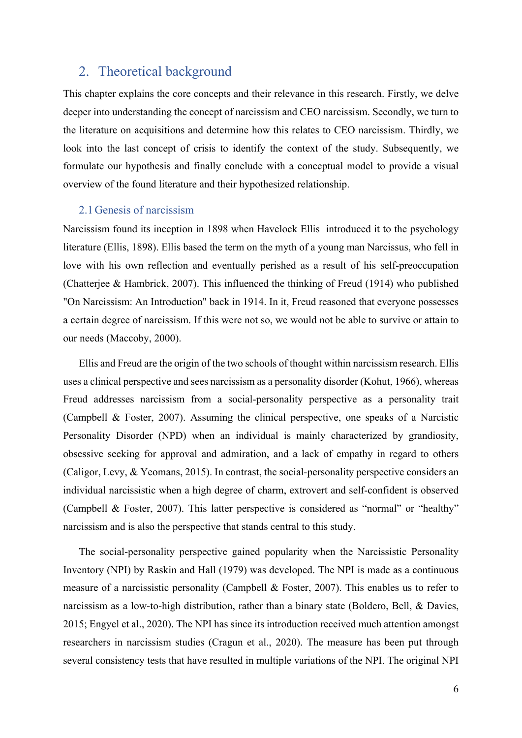## 2. Theoretical background

This chapter explains the core concepts and their relevance in this research. Firstly, we delve deeper into understanding the concept of narcissism and CEO narcissism. Secondly, we turn to the literature on acquisitions and determine how this relates to CEO narcissism. Thirdly, we look into the last concept of crisis to identify the context of the study. Subsequently, we formulate our hypothesis and finally conclude with a conceptual model to provide a visual overview of the found literature and their hypothesized relationship.

### 2.1 Genesis of narcissism

Narcissism found its inception in 1898 when Havelock Ellis introduced it to the psychology literature (Ellis, 1898). Ellis based the term on the myth of a young man Narcissus, who fell in love with his own reflection and eventually perished as a result of his self-preoccupation (Chatterjee & Hambrick, 2007). This influenced the thinking of Freud (1914) who published "On Narcissism: An Introduction" back in 1914. In it, Freud reasoned that everyone possesses a certain degree of narcissism. If this were not so, we would not be able to survive or attain to our needs (Maccoby, 2000).

Ellis and Freud are the origin of the two schools of thought within narcissism research. Ellis uses a clinical perspective and sees narcissism as a personality disorder (Kohut, 1966), whereas Freud addresses narcissism from a social-personality perspective as a personality trait (Campbell & Foster, 2007). Assuming the clinical perspective, one speaks of a Narcistic Personality Disorder (NPD) when an individual is mainly characterized by grandiosity, obsessive seeking for approval and admiration, and a lack of empathy in regard to others (Caligor, Levy, & Yeomans, 2015). In contrast, the social-personality perspective considers an individual narcissistic when a high degree of charm, extrovert and self-confident is observed (Campbell & Foster, 2007). This latter perspective is considered as "normal" or "healthy" narcissism and is also the perspective that stands central to this study.

The social-personality perspective gained popularity when the Narcissistic Personality Inventory (NPI) by Raskin and Hall (1979) was developed. The NPI is made as a continuous measure of a narcissistic personality (Campbell & Foster, 2007). This enables us to refer to narcissism as a low-to-high distribution, rather than a binary state (Boldero, Bell, & Davies, 2015; Engyel et al., 2020). The NPI has since its introduction received much attention amongst researchers in narcissism studies (Cragun et al., 2020). The measure has been put through several consistency tests that have resulted in multiple variations of the NPI. The original NPI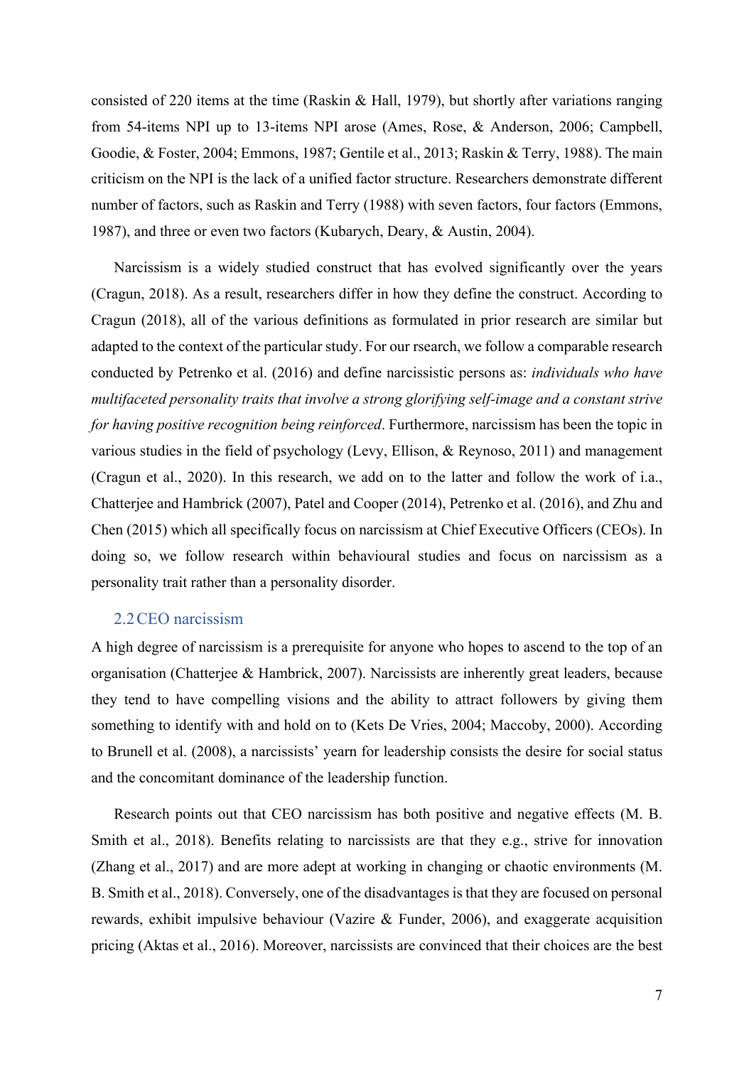consisted of 220 items at the time (Raskin & Hall, 1979), but shortly after variations ranging from 54-items NPI up to 13-items NPI arose (Ames, Rose, & Anderson, 2006; Campbell, Goodie, & Foster, 2004; Emmons, 1987; Gentile et al., 2013; Raskin & Terry, 1988). The main criticism on the NPI is the lack of a unified factor structure. Researchers demonstrate different number of factors, such as Raskin and Terry (1988) with seven factors, four factors (Emmons, 1987), and three or even two factors (Kubarych, Deary, & Austin, 2004).

Narcissism is a widely studied construct that has evolved significantly over the years (Cragun, 2018). As a result, researchers differ in how they define the construct. According to Cragun (2018), all of the various definitions as formulated in prior research are similar but adapted to the context of the particular study. For our rsearch, we follow a comparable research conducted by Petrenko et al. (2016) and define narcissistic persons as: *individuals who have multifaceted personality traits that involve a strong glorifying self-image and a constant strive for having positive recognition being reinforced*. Furthermore, narcissism has been the topic in various studies in the field of psychology (Levy, Ellison, & Reynoso, 2011) and management (Cragun et al., 2020). In this research, we add on to the latter and follow the work of i.a., Chatterjee and Hambrick (2007), Patel and Cooper (2014), Petrenko et al. (2016), and Zhu and Chen (2015) which all specifically focus on narcissism at Chief Executive Officers (CEOs). In doing so, we follow research within behavioural studies and focus on narcissism as a personality trait rather than a personality disorder.

## 2.2 CEO narcissism

A high degree of narcissism is a prerequisite for anyone who hopes to ascend to the top of an organisation (Chatterjee & Hambrick, 2007). Narcissists are inherently great leaders, because they tend to have compelling visions and the ability to attract followers by giving them something to identify with and hold on to (Kets De Vries, 2004; Maccoby, 2000). According to Brunell et al. (2008), a narcissists' yearn for leadership consists the desire for social status and the concomitant dominance of the leadership function.

Research points out that CEO narcissism has both positive and negative effects (M. B. Smith et al., 2018). Benefits relating to narcissists are that they e.g., strive for innovation (Zhang et al., 2017) and are more adept at working in changing or chaotic environments (M. B. Smith et al., 2018). Conversely, one of the disadvantages is that they are focused on personal rewards, exhibit impulsive behaviour (Vazire & Funder, 2006), and exaggerate acquisition pricing (Aktas et al., 2016). Moreover, narcissists are convinced that their choices are the best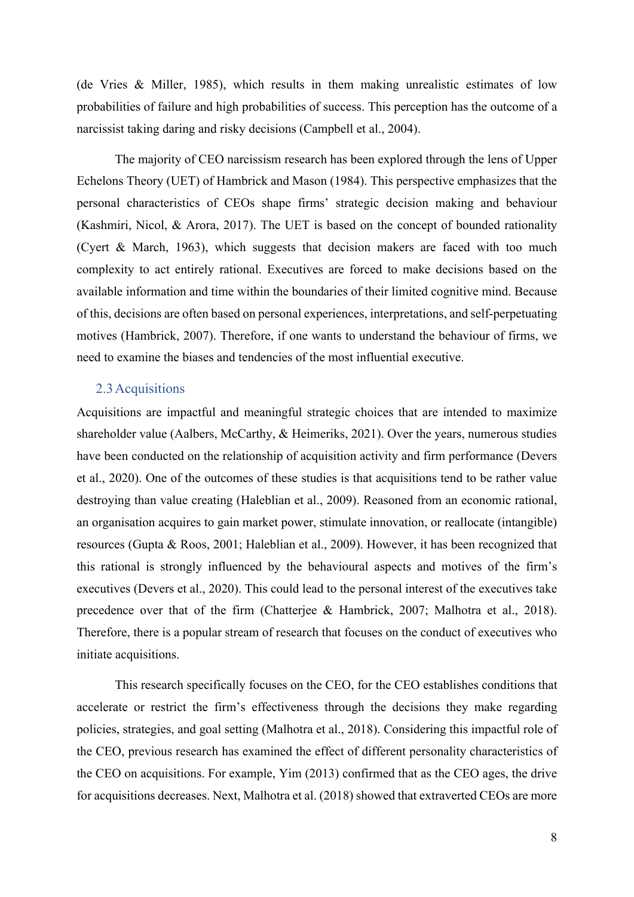(de Vries & Miller, 1985), which results in them making unrealistic estimates of low probabilities of failure and high probabilities of success. This perception has the outcome of a narcissist taking daring and risky decisions (Campbell et al., 2004).

The majority of CEO narcissism research has been explored through the lens of Upper Echelons Theory (UET) of Hambrick and Mason (1984). This perspective emphasizes that the personal characteristics of CEOs shape firms' strategic decision making and behaviour (Kashmiri, Nicol, & Arora, 2017). The UET is based on the concept of bounded rationality (Cyert & March, 1963), which suggests that decision makers are faced with too much complexity to act entirely rational. Executives are forced to make decisions based on the available information and time within the boundaries of their limited cognitive mind. Because of this, decisions are often based on personal experiences, interpretations, and self-perpetuating motives (Hambrick, 2007). Therefore, if one wants to understand the behaviour of firms, we need to examine the biases and tendencies of the most influential executive.

## 2.3 Acquisitions

Acquisitions are impactful and meaningful strategic choices that are intended to maximize shareholder value (Aalbers, McCarthy, & Heimeriks, 2021). Over the years, numerous studies have been conducted on the relationship of acquisition activity and firm performance (Devers et al., 2020). One of the outcomes of these studies is that acquisitions tend to be rather value destroying than value creating (Haleblian et al., 2009). Reasoned from an economic rational, an organisation acquires to gain market power, stimulate innovation, or reallocate (intangible) resources (Gupta & Roos, 2001; Haleblian et al., 2009). However, it has been recognized that this rational is strongly influenced by the behavioural aspects and motives of the firm's executives (Devers et al., 2020). This could lead to the personal interest of the executives take precedence over that of the firm (Chatterjee & Hambrick, 2007; Malhotra et al., 2018). Therefore, there is a popular stream of research that focuses on the conduct of executives who initiate acquisitions.

This research specifically focuses on the CEO, for the CEO establishes conditions that accelerate or restrict the firm's effectiveness through the decisions they make regarding policies, strategies, and goal setting (Malhotra et al., 2018). Considering this impactful role of the CEO, previous research has examined the effect of different personality characteristics of the CEO on acquisitions. For example, Yim (2013) confirmed that as the CEO ages, the drive for acquisitions decreases. Next, Malhotra et al. (2018) showed that extraverted CEOs are more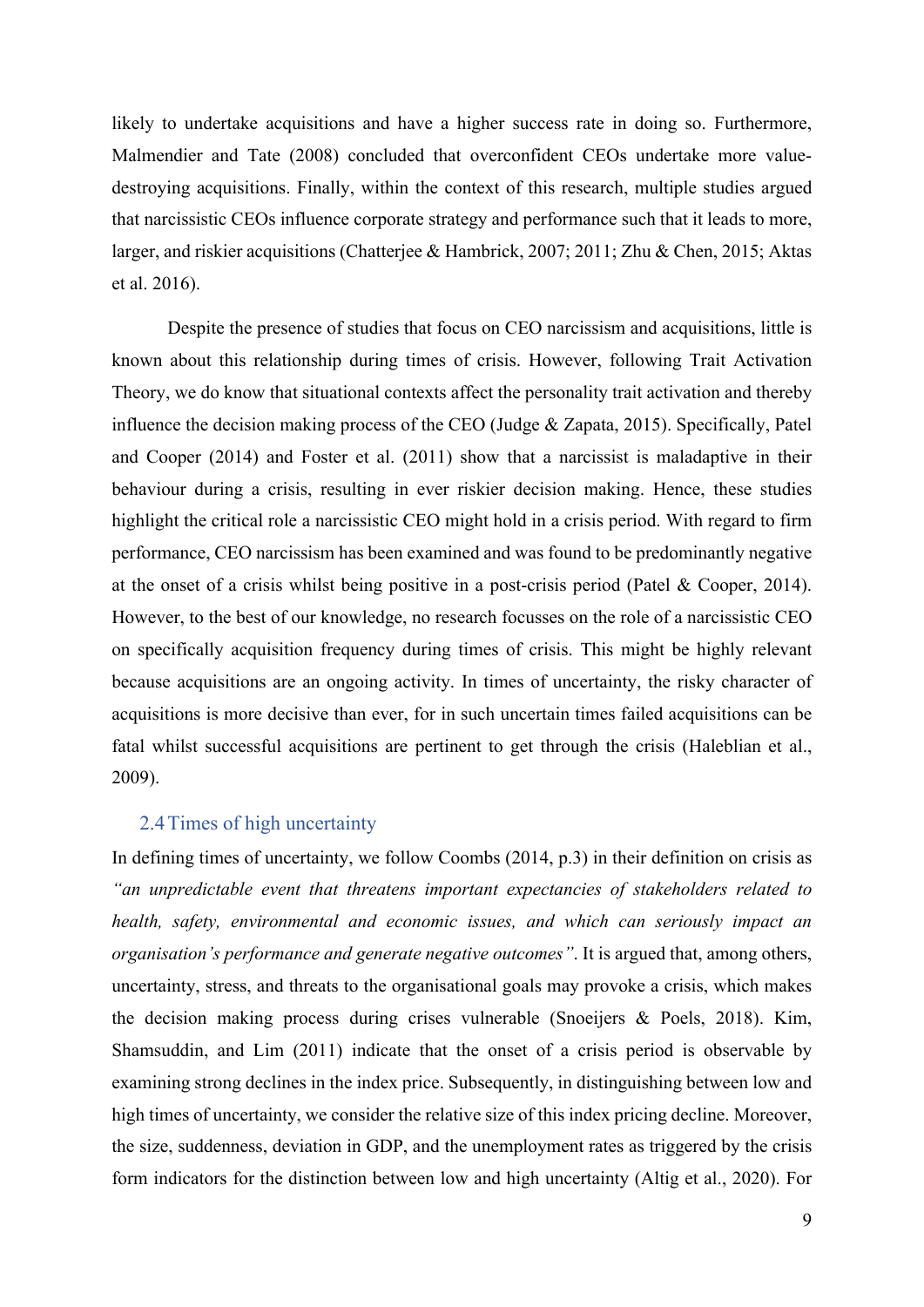likely to undertake acquisitions and have a higher success rate in doing so. Furthermore, Malmendier and Tate (2008) concluded that overconfident CEOs undertake more value-destroying acquisitions. Finally, within the context of this research, multiple studies argued that narcissistic CEOs influence corporate strategy and performance such that it leads to more, larger, and riskier acquisitions (Chatterjee & Hambrick, 2007; 2011; Zhu & Chen, 2015; Aktas et al. 2016).

Despite the presence of studies that focus on CEO narcissism and acquisitions, little is known about this relationship during times of crisis. However, following Trait Activation Theory, we do know that situational contexts affect the personality trait activation and thereby influence the decision making process of the CEO (Judge & Zapata, 2015). Specifically, Patel and Cooper (2014) and Foster et al. (2011) show that a narcissist is maladaptive in their behaviour during a crisis, resulting in ever riskier decision making. Hence, these studies highlight the critical role a narcissistic CEO might hold in a crisis period. With regard to firm performance, CEO narcissism has been examined and was found to be predominantly negative at the onset of a crisis whilst being positive in a post-crisis period (Patel & Cooper, 2014). However, to the best of our knowledge, no research focusses on the role of a narcissistic CEO on specifically acquisition frequency during times of crisis. This might be highly relevant because acquisitions are an ongoing activity. In times of uncertainty, the risky character of acquisitions is more decisive than ever, for in such uncertain times failed acquisitions can be fatal whilst successful acquisitions are pertinent to get through the crisis (Haleblian et al., 2009).

## 2.4 Times of high uncertainty

In defining times of uncertainty, we follow Coombs (2014, p.3) in their definition on crisis as *"an unpredictable event that threatens important expectancies of stakeholders related to health, safety, environmental and economic issues, and which can seriously impact an organisation's performance and generate negative outcomes"*. It is argued that, among others, uncertainty, stress, and threats to the organisational goals may provoke a crisis, which makes the decision making process during crises vulnerable (Snoeijers & Poels, 2018). Kim, Shamsuddin, and Lim (2011) indicate that the onset of a crisis period is observable by examining strong declines in the index price. Subsequently, in distinguishing between low and high times of uncertainty, we consider the relative size of this index pricing decline. Moreover, the size, suddenness, deviation in GDP, and the unemployment rates as triggered by the crisis form indicators for the distinction between low and high uncertainty (Altig et al., 2020). For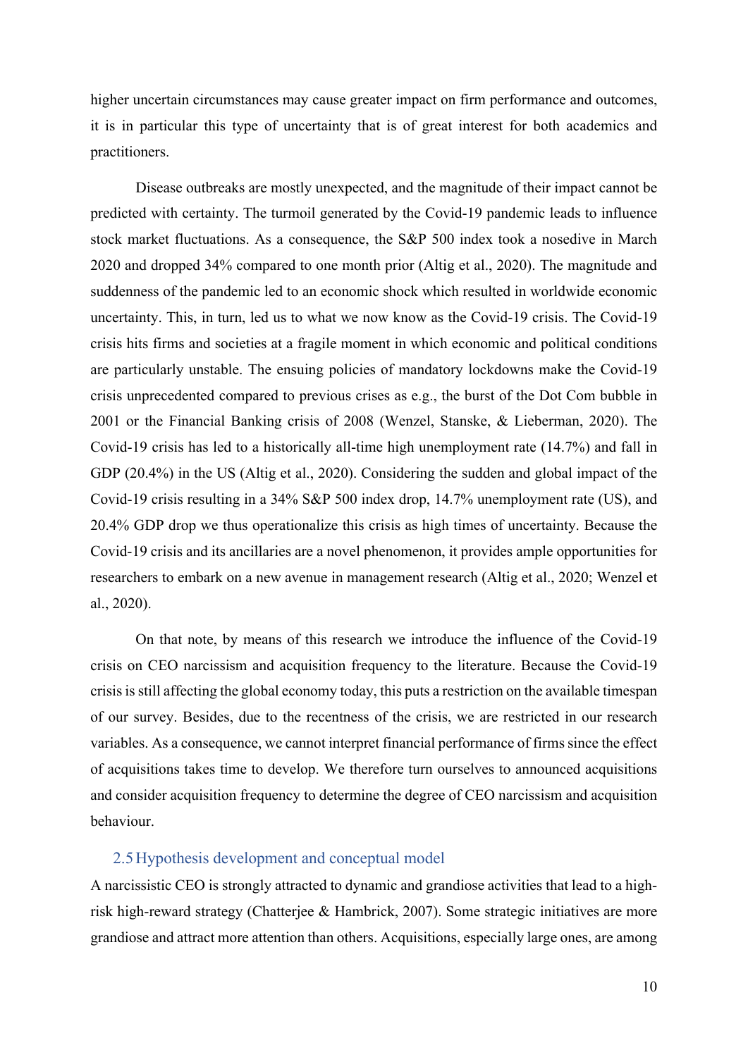higher uncertain circumstances may cause greater impact on firm performance and outcomes, it is in particular this type of uncertainty that is of great interest for both academics and practitioners.

Disease outbreaks are mostly unexpected, and the magnitude of their impact cannot be predicted with certainty. The turmoil generated by the Covid-19 pandemic leads to influence stock market fluctuations. As a consequence, the S&P 500 index took a nosedive in March 2020 and dropped 34% compared to one month prior (Altig et al., 2020). The magnitude and suddenness of the pandemic led to an economic shock which resulted in worldwide economic uncertainty. This, in turn, led us to what we now know as the Covid-19 crisis. The Covid-19 crisis hits firms and societies at a fragile moment in which economic and political conditions are particularly unstable. The ensuing policies of mandatory lockdowns make the Covid-19 crisis unprecedented compared to previous crises as e.g., the burst of the Dot Com bubble in 2001 or the Financial Banking crisis of 2008 (Wenzel, Stanske, & Lieberman, 2020). The Covid-19 crisis has led to a historically all-time high unemployment rate (14.7%) and fall in GDP (20.4%) in the US (Altig et al., 2020). Considering the sudden and global impact of the Covid-19 crisis resulting in a 34% S&P 500 index drop, 14.7% unemployment rate (US), and 20.4% GDP drop we thus operationalize this crisis as high times of uncertainty. Because the Covid-19 crisis and its ancillaries are a novel phenomenon, it provides ample opportunities for researchers to embark on a new avenue in management research (Altig et al., 2020; Wenzel et al., 2020).

On that note, by means of this research we introduce the influence of the Covid-19 crisis on CEO narcissism and acquisition frequency to the literature. Because the Covid-19 crisis is still affecting the global economy today, this puts a restriction on the available timespan of our survey. Besides, due to the recentness of the crisis, we are restricted in our research variables. As a consequence, we cannot interpret financial performance of firms since the effect of acquisitions takes time to develop. We therefore turn ourselves to announced acquisitions and consider acquisition frequency to determine the degree of CEO narcissism and acquisition behaviour.

## 2.5 Hypothesis development and conceptual model

A narcissistic CEO is strongly attracted to dynamic and grandiose activities that lead to a high-risk high-reward strategy (Chatterjee & Hambrick, 2007). Some strategic initiatives are more grandiose and attract more attention than others. Acquisitions, especially large ones, are among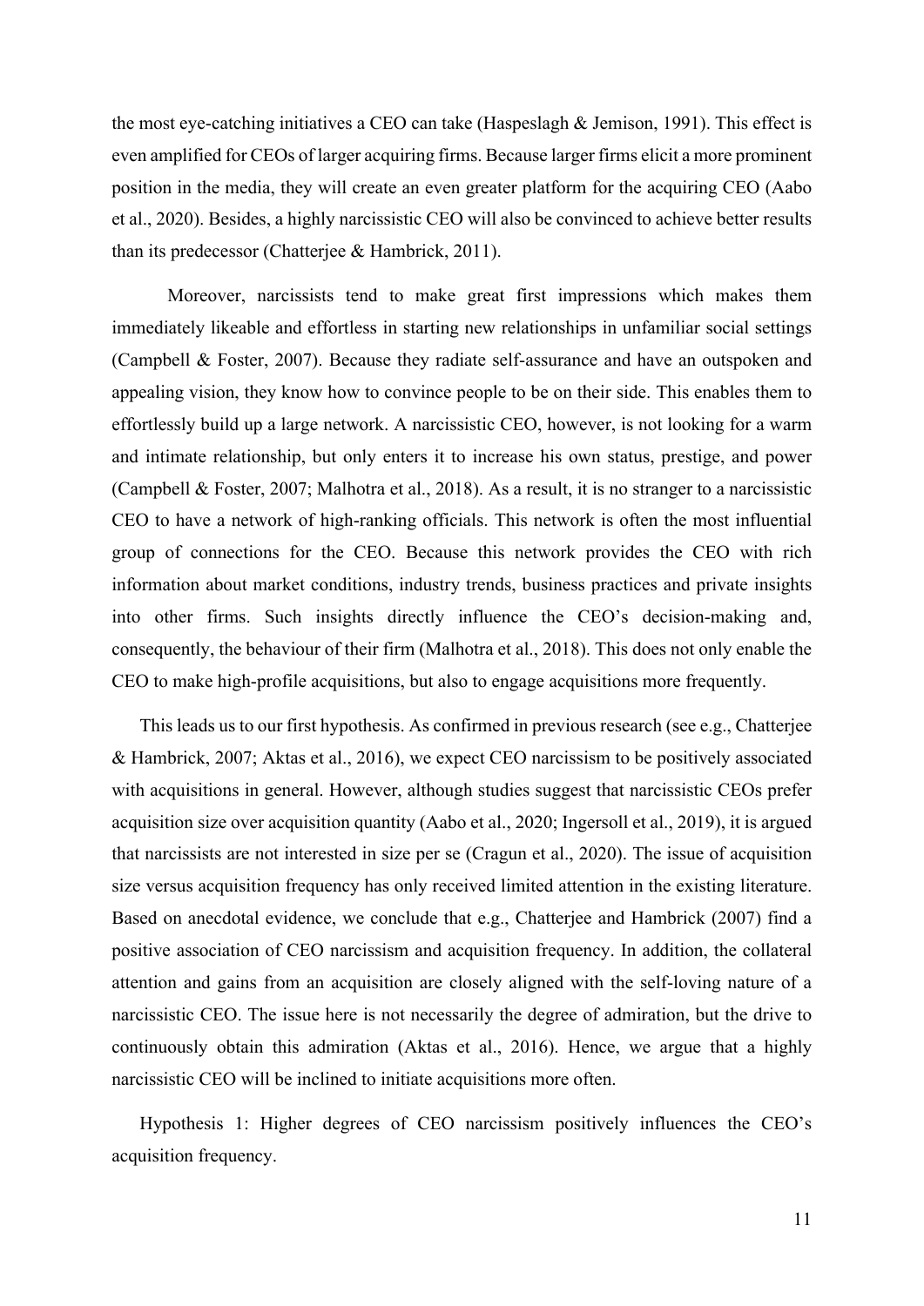the most eye-catching initiatives a CEO can take (Haspeslagh & Jemison, 1991). This effect is even amplified for CEOs of larger acquiring firms. Because larger firms elicit a more prominent position in the media, they will create an even greater platform for the acquiring CEO (Aabo et al., 2020). Besides, a highly narcissistic CEO will also be convinced to achieve better results than its predecessor (Chatterjee & Hambrick, 2011).

Moreover, narcissists tend to make great first impressions which makes them immediately likeable and effortless in starting new relationships in unfamiliar social settings (Campbell & Foster, 2007). Because they radiate self-assurance and have an outspoken and appealing vision, they know how to convince people to be on their side. This enables them to effortlessly build up a large network. A narcissistic CEO, however, is not looking for a warm and intimate relationship, but only enters it to increase his own status, prestige, and power (Campbell & Foster, 2007; Malhotra et al., 2018). As a result, it is no stranger to a narcissistic CEO to have a network of high-ranking officials. This network is often the most influential group of connections for the CEO. Because this network provides the CEO with rich information about market conditions, industry trends, business practices and private insights into other firms. Such insights directly influence the CEO's decision-making and, consequently, the behaviour of their firm (Malhotra et al., 2018). This does not only enable the CEO to make high-profile acquisitions, but also to engage acquisitions more frequently.

This leads us to our first hypothesis. As confirmed in previous research (see e.g., Chatterjee & Hambrick, 2007; Aktas et al., 2016), we expect CEO narcissism to be positively associated with acquisitions in general. However, although studies suggest that narcissistic CEOs prefer acquisition size over acquisition quantity (Aabo et al., 2020; Ingersoll et al., 2019), it is argued that narcissists are not interested in size per se (Cragun et al., 2020). The issue of acquisition size versus acquisition frequency has only received limited attention in the existing literature. Based on anecdotal evidence, we conclude that e.g., Chatterjee and Hambrick (2007) find a positive association of CEO narcissism and acquisition frequency. In addition, the collateral attention and gains from an acquisition are closely aligned with the self-loving nature of a narcissistic CEO. The issue here is not necessarily the degree of admiration, but the drive to continuously obtain this admiration (Aktas et al., 2016). Hence, we argue that a highly narcissistic CEO will be inclined to initiate acquisitions more often.

Hypothesis 1: Higher degrees of CEO narcissism positively influences the CEO's acquisition frequency.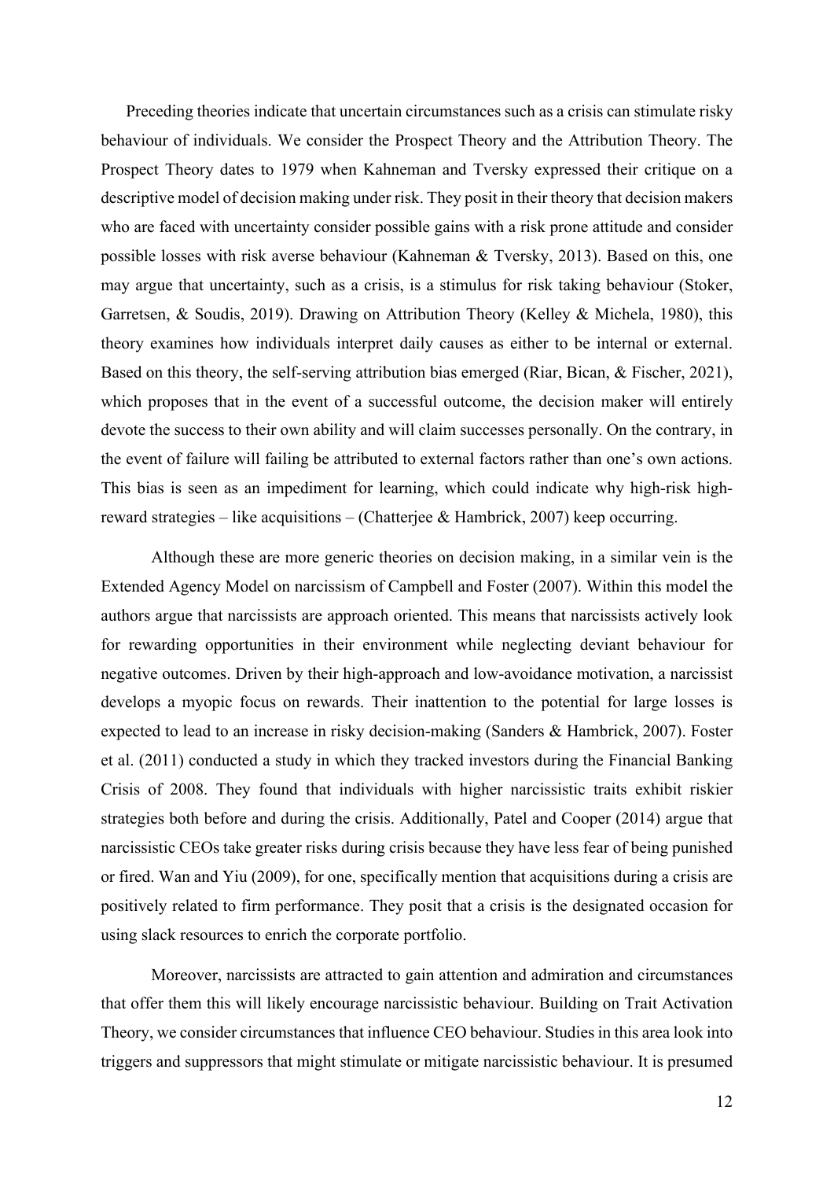Preceding theories indicate that uncertain circumstances such as a crisis can stimulate risky behaviour of individuals. We consider the Prospect Theory and the Attribution Theory. The Prospect Theory dates to 1979 when Kahneman and Tversky expressed their critique on a descriptive model of decision making under risk. They posit in their theory that decision makers who are faced with uncertainty consider possible gains with a risk prone attitude and consider possible losses with risk averse behaviour (Kahneman & Tversky, 2013). Based on this, one may argue that uncertainty, such as a crisis, is a stimulus for risk taking behaviour (Stoker, Garretsen, & Soudis, 2019). Drawing on Attribution Theory (Kelley & Michela, 1980), this theory examines how individuals interpret daily causes as either to be internal or external. Based on this theory, the self-serving attribution bias emerged (Riar, Bican, & Fischer, 2021), which proposes that in the event of a successful outcome, the decision maker will entirely devote the success to their own ability and will claim successes personally. On the contrary, in the event of failure will failing be attributed to external factors rather than one's own actions. This bias is seen as an impediment for learning, which could indicate why high-risk high-reward strategies – like acquisitions – (Chatterjee & Hambrick, 2007) keep occurring.

Although these are more generic theories on decision making, in a similar vein is the Extended Agency Model on narcissism of Campbell and Foster (2007). Within this model the authors argue that narcissists are approach oriented. This means that narcissists actively look for rewarding opportunities in their environment while neglecting deviant behaviour for negative outcomes. Driven by their high-approach and low-avoidance motivation, a narcissist develops a myopic focus on rewards. Their inattention to the potential for large losses is expected to lead to an increase in risky decision-making (Sanders & Hambrick, 2007). Foster et al. (2011) conducted a study in which they tracked investors during the Financial Banking Crisis of 2008. They found that individuals with higher narcissistic traits exhibit riskier strategies both before and during the crisis. Additionally, Patel and Cooper (2014) argue that narcissistic CEOs take greater risks during crisis because they have less fear of being punished or fired. Wan and Yiu (2009), for one, specifically mention that acquisitions during a crisis are positively related to firm performance. They posit that a crisis is the designated occasion for using slack resources to enrich the corporate portfolio.

Moreover, narcissists are attracted to gain attention and admiration and circumstances that offer them this will likely encourage narcissistic behaviour. Building on Trait Activation Theory, we consider circumstances that influence CEO behaviour. Studies in this area look into triggers and suppressors that might stimulate or mitigate narcissistic behaviour. It is presumed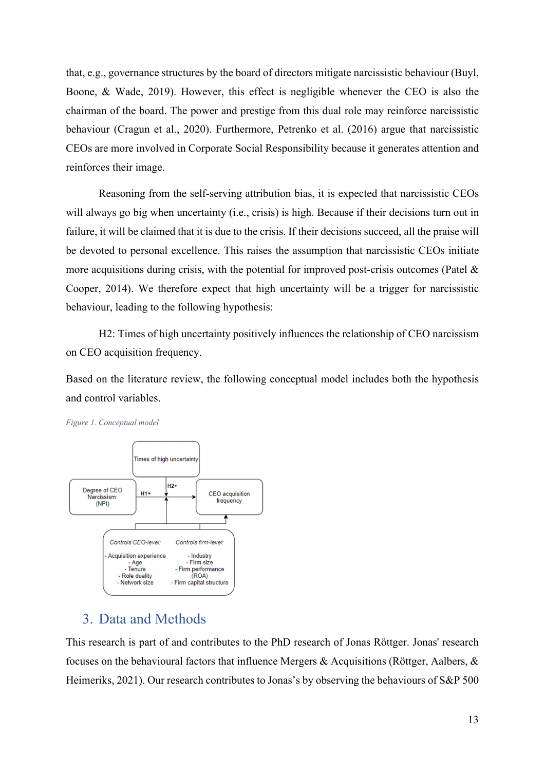that, e.g., governance structures by the board of directors mitigate narcissistic behaviour (Buyl, Boone, & Wade, 2019). However, this effect is negligible whenever the CEO is also the chairman of the board. The power and prestige from this dual role may reinforce narcissistic behaviour (Cragun et al., 2020). Furthermore, Petrenko et al. (2016) argue that narcissistic CEOs are more involved in Corporate Social Responsibility because it generates attention and reinforces their image.

Reasoning from the self-serving attribution bias, it is expected that narcissistic CEOs will always go big when uncertainty (i.e., crisis) is high. Because if their decisions turn out in failure, it will be claimed that it is due to the crisis. If their decisions succeed, all the praise will be devoted to personal excellence. This raises the assumption that narcissistic CEOs initiate more acquisitions during crisis, with the potential for improved post-crisis outcomes (Patel & Cooper, 2014). We therefore expect that high uncertainty will be a trigger for narcissistic behaviour, leading to the following hypothesis:

H2: Times of high uncertainty positively influences the relationship of CEO narcissism on CEO acquisition frequency.

Based on the literature review, the following conceptual model includes both the hypothesis and control variables.

*Figure 1. Conceptual model*

Times of high uncertainty

Degree of CEO Narcissism (NPI) — H1+ → CEO acquisition frequency

H2+

Controls CEO-level:
- Acquisition experience
- Age
- Tenure
- Role duality
- Network size

Controls firm-level:
- Industry
- Firm size
- Firm performance (ROA)
- Firm capital structure

# 3. Data and Methods

This research is part of and contributes to the PhD research of Jonas Röttger. Jonas' research focuses on the behavioural factors that influence Mergers & Acquisitions (Röttger, Aalbers, & Heimeriks, 2021). Our research contributes to Jonas's by observing the behaviours of S&P 500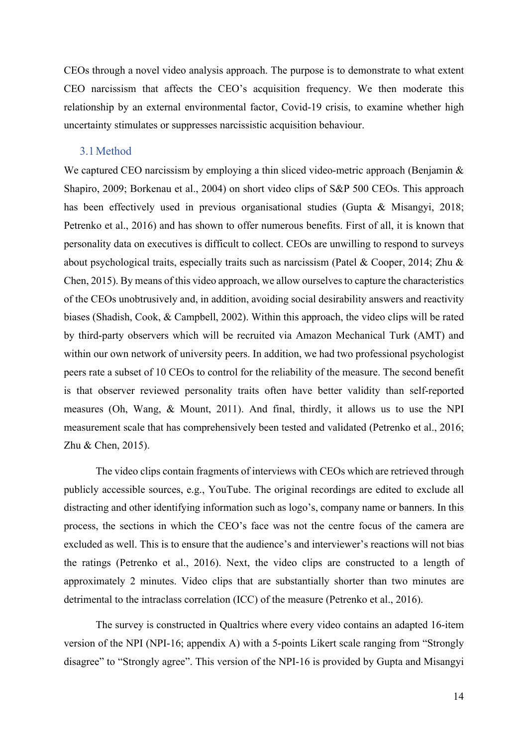CEOs through a novel video analysis approach. The purpose is to demonstrate to what extent CEO narcissism that affects the CEO's acquisition frequency. We then moderate this relationship by an external environmental factor, Covid-19 crisis, to examine whether high uncertainty stimulates or suppresses narcissistic acquisition behaviour.

## 3.1 Method

We captured CEO narcissism by employing a thin sliced video-metric approach (Benjamin & Shapiro, 2009; Borkenau et al., 2004) on short video clips of S&P 500 CEOs. This approach has been effectively used in previous organisational studies (Gupta & Misangyi, 2018; Petrenko et al., 2016) and has shown to offer numerous benefits. First of all, it is known that personality data on executives is difficult to collect. CEOs are unwilling to respond to surveys about psychological traits, especially traits such as narcissism (Patel & Cooper, 2014; Zhu & Chen, 2015). By means of this video approach, we allow ourselves to capture the characteristics of the CEOs unobtrusively and, in addition, avoiding social desirability answers and reactivity biases (Shadish, Cook, & Campbell, 2002). Within this approach, the video clips will be rated by third-party observers which will be recruited via Amazon Mechanical Turk (AMT) and within our own network of university peers. In addition, we had two professional psychologist peers rate a subset of 10 CEOs to control for the reliability of the measure. The second benefit is that observer reviewed personality traits often have better validity than self-reported measures (Oh, Wang, & Mount, 2011). And final, thirdly, it allows us to use the NPI measurement scale that has comprehensively been tested and validated (Petrenko et al., 2016; Zhu & Chen, 2015).

The video clips contain fragments of interviews with CEOs which are retrieved through publicly accessible sources, e.g., YouTube. The original recordings are edited to exclude all distracting and other identifying information such as logo's, company name or banners. In this process, the sections in which the CEO's face was not the centre focus of the camera are excluded as well. This is to ensure that the audience's and interviewer's reactions will not bias the ratings (Petrenko et al., 2016). Next, the video clips are constructed to a length of approximately 2 minutes. Video clips that are substantially shorter than two minutes are detrimental to the intraclass correlation (ICC) of the measure (Petrenko et al., 2016).

The survey is constructed in Qualtrics where every video contains an adapted 16-item version of the NPI (NPI-16; appendix A) with a 5-points Likert scale ranging from "Strongly disagree" to "Strongly agree". This version of the NPI-16 is provided by Gupta and Misangyi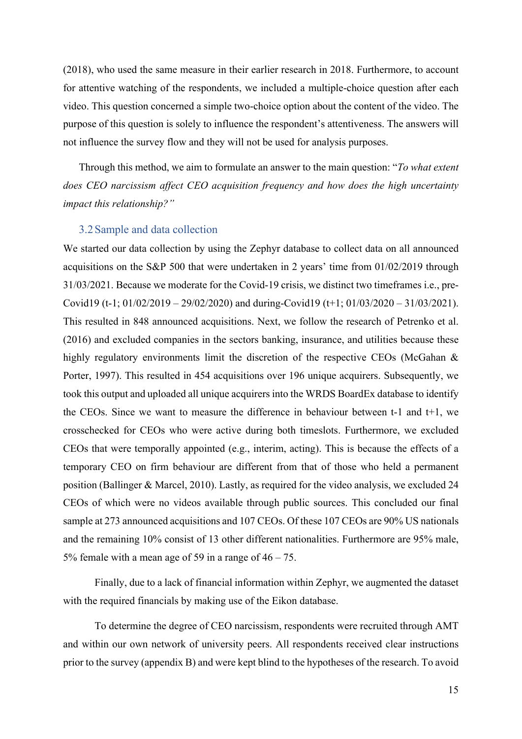(2018), who used the same measure in their earlier research in 2018. Furthermore, to account for attentive watching of the respondents, we included a multiple-choice question after each video. This question concerned a simple two-choice option about the content of the video. The purpose of this question is solely to influence the respondent's attentiveness. The answers will not influence the survey flow and they will not be used for analysis purposes.

Through this method, we aim to formulate an answer to the main question: "*To what extent does CEO narcissism affect CEO acquisition frequency and how does the high uncertainty impact this relationship?"*

### 3.2 Sample and data collection

We started our data collection by using the Zephyr database to collect data on all announced acquisitions on the S&P 500 that were undertaken in 2 years' time from 01/02/2019 through 31/03/2021. Because we moderate for the Covid-19 crisis, we distinct two timeframes i.e., pre-Covid19 (t-1; 01/02/2019 – 29/02/2020) and during-Covid19 (t+1; 01/03/2020 – 31/03/2021). This resulted in 848 announced acquisitions. Next, we follow the research of Petrenko et al. (2016) and excluded companies in the sectors banking, insurance, and utilities because these highly regulatory environments limit the discretion of the respective CEOs (McGahan & Porter, 1997). This resulted in 454 acquisitions over 196 unique acquirers. Subsequently, we took this output and uploaded all unique acquirers into the WRDS BoardEx database to identify the CEOs. Since we want to measure the difference in behaviour between t-1 and t+1, we crosschecked for CEOs who were active during both timeslots. Furthermore, we excluded CEOs that were temporally appointed (e.g., interim, acting). This is because the effects of a temporary CEO on firm behaviour are different from that of those who held a permanent position (Ballinger & Marcel, 2010). Lastly, as required for the video analysis, we excluded 24 CEOs of which were no videos available through public sources. This concluded our final sample at 273 announced acquisitions and 107 CEOs. Of these 107 CEOs are 90% US nationals and the remaining 10% consist of 13 other different nationalities. Furthermore are 95% male, 5% female with a mean age of 59 in a range of 46 – 75.

Finally, due to a lack of financial information within Zephyr, we augmented the dataset with the required financials by making use of the Eikon database.

To determine the degree of CEO narcissism, respondents were recruited through AMT and within our own network of university peers. All respondents received clear instructions prior to the survey (appendix B) and were kept blind to the hypotheses of the research. To avoid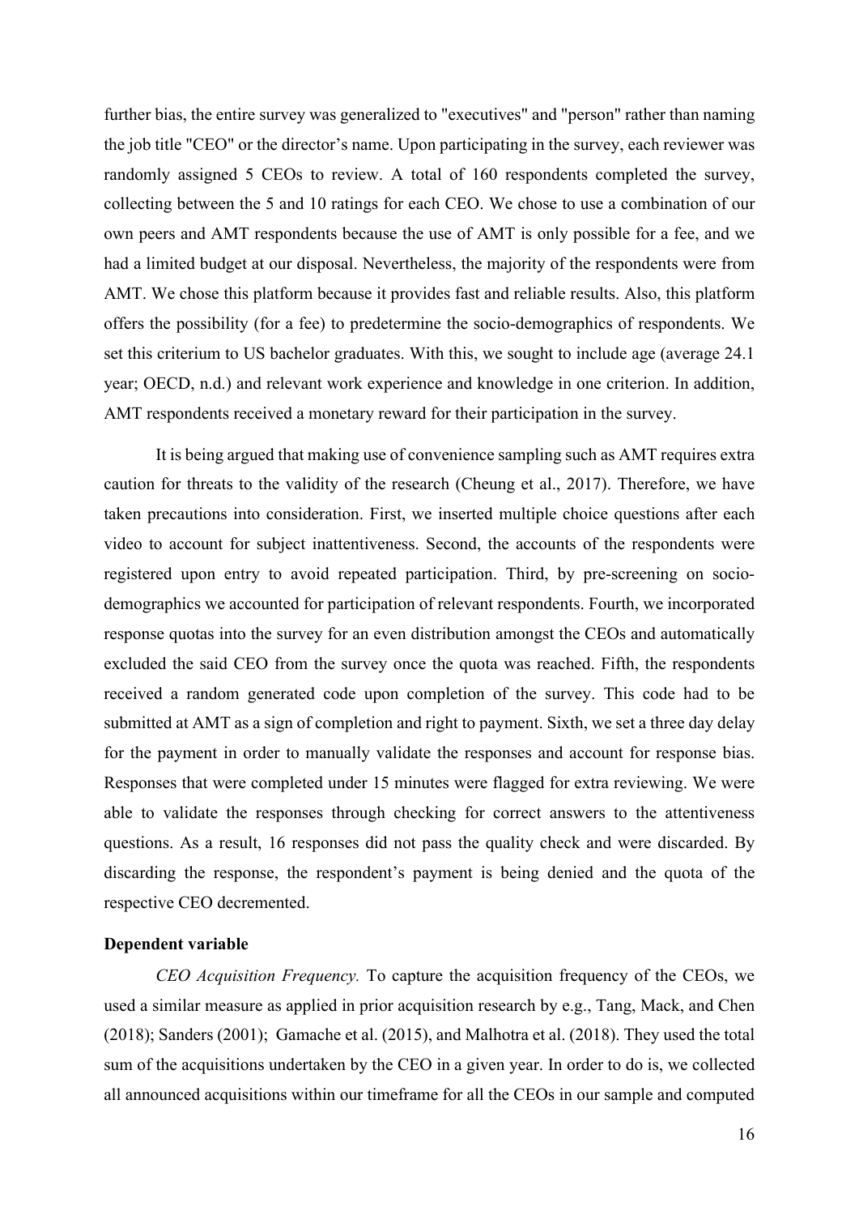further bias, the entire survey was generalized to "executives" and "person" rather than naming the job title "CEO" or the director's name. Upon participating in the survey, each reviewer was randomly assigned 5 CEOs to review. A total of 160 respondents completed the survey, collecting between the 5 and 10 ratings for each CEO. We chose to use a combination of our own peers and AMT respondents because the use of AMT is only possible for a fee, and we had a limited budget at our disposal. Nevertheless, the majority of the respondents were from AMT. We chose this platform because it provides fast and reliable results. Also, this platform offers the possibility (for a fee) to predetermine the socio-demographics of respondents. We set this criterium to US bachelor graduates. With this, we sought to include age (average 24.1 year; OECD, n.d.) and relevant work experience and knowledge in one criterion. In addition, AMT respondents received a monetary reward for their participation in the survey.

It is being argued that making use of convenience sampling such as AMT requires extra caution for threats to the validity of the research (Cheung et al., 2017). Therefore, we have taken precautions into consideration. First, we inserted multiple choice questions after each video to account for subject inattentiveness. Second, the accounts of the respondents were registered upon entry to avoid repeated participation. Third, by pre-screening on socio-demographics we accounted for participation of relevant respondents. Fourth, we incorporated response quotas into the survey for an even distribution amongst the CEOs and automatically excluded the said CEO from the survey once the quota was reached. Fifth, the respondents received a random generated code upon completion of the survey. This code had to be submitted at AMT as a sign of completion and right to payment. Sixth, we set a three day delay for the payment in order to manually validate the responses and account for response bias. Responses that were completed under 15 minutes were flagged for extra reviewing. We were able to validate the responses through checking for correct answers to the attentiveness questions. As a result, 16 responses did not pass the quality check and were discarded. By discarding the response, the respondent's payment is being denied and the quota of the respective CEO decremented.

**Dependent variable**

*CEO Acquisition Frequency.* To capture the acquisition frequency of the CEOs, we used a similar measure as applied in prior acquisition research by e.g., Tang, Mack, and Chen (2018); Sanders (2001); Gamache et al. (2015), and Malhotra et al. (2018). They used the total sum of the acquisitions undertaken by the CEO in a given year. In order to do is, we collected all announced acquisitions within our timeframe for all the CEOs in our sample and computed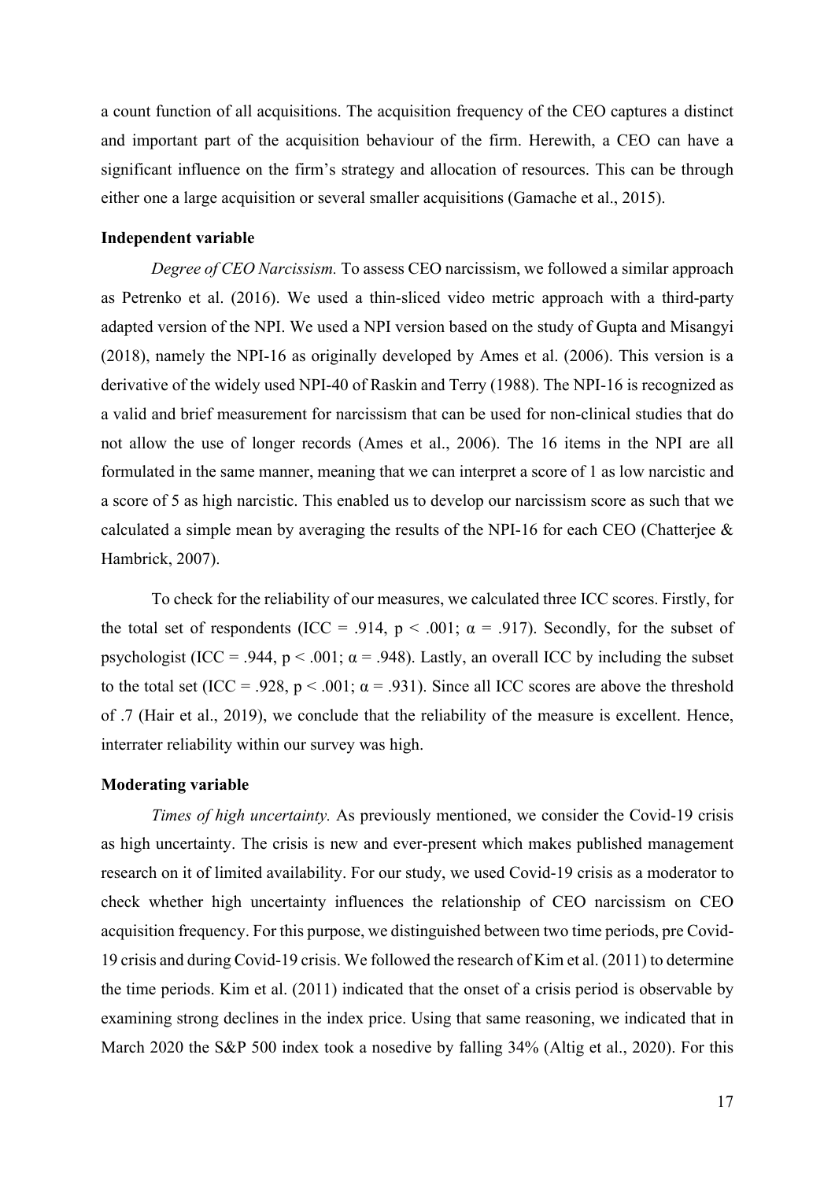a count function of all acquisitions. The acquisition frequency of the CEO captures a distinct and important part of the acquisition behaviour of the firm. Herewith, a CEO can have a significant influence on the firm's strategy and allocation of resources. This can be through either one a large acquisition or several smaller acquisitions (Gamache et al., 2015).

**Independent variable**

*Degree of CEO Narcissism.* To assess CEO narcissism, we followed a similar approach as Petrenko et al. (2016). We used a thin-sliced video metric approach with a third-party adapted version of the NPI. We used a NPI version based on the study of Gupta and Misangyi (2018), namely the NPI-16 as originally developed by Ames et al. (2006). This version is a derivative of the widely used NPI-40 of Raskin and Terry (1988). The NPI-16 is recognized as a valid and brief measurement for narcissism that can be used for non-clinical studies that do not allow the use of longer records (Ames et al., 2006). The 16 items in the NPI are all formulated in the same manner, meaning that we can interpret a score of 1 as low narcistic and a score of 5 as high narcistic. This enabled us to develop our narcissism score as such that we calculated a simple mean by averaging the results of the NPI-16 for each CEO (Chatterjee & Hambrick, 2007).

To check for the reliability of our measures, we calculated three ICC scores. Firstly, for the total set of respondents (ICC = .914, $p < .001$; $\alpha = .917$). Secondly, for the subset of psychologist (ICC = .944, $p < .001$; $\alpha = .948$). Lastly, an overall ICC by including the subset to the total set (ICC = .928, $p < .001$; $\alpha = .931$). Since all ICC scores are above the threshold of .7 (Hair et al., 2019), we conclude that the reliability of the measure is excellent. Hence, interrater reliability within our survey was high.

**Moderating variable**

*Times of high uncertainty.* As previously mentioned, we consider the Covid-19 crisis as high uncertainty. The crisis is new and ever-present which makes published management research on it of limited availability. For our study, we used Covid-19 crisis as a moderator to check whether high uncertainty influences the relationship of CEO narcissism on CEO acquisition frequency. For this purpose, we distinguished between two time periods, pre Covid-19 crisis and during Covid-19 crisis. We followed the research of Kim et al. (2011) to determine the time periods. Kim et al. (2011) indicated that the onset of a crisis period is observable by examining strong declines in the index price. Using that same reasoning, we indicated that in March 2020 the S&P 500 index took a nosedive by falling 34% (Altig et al., 2020). For this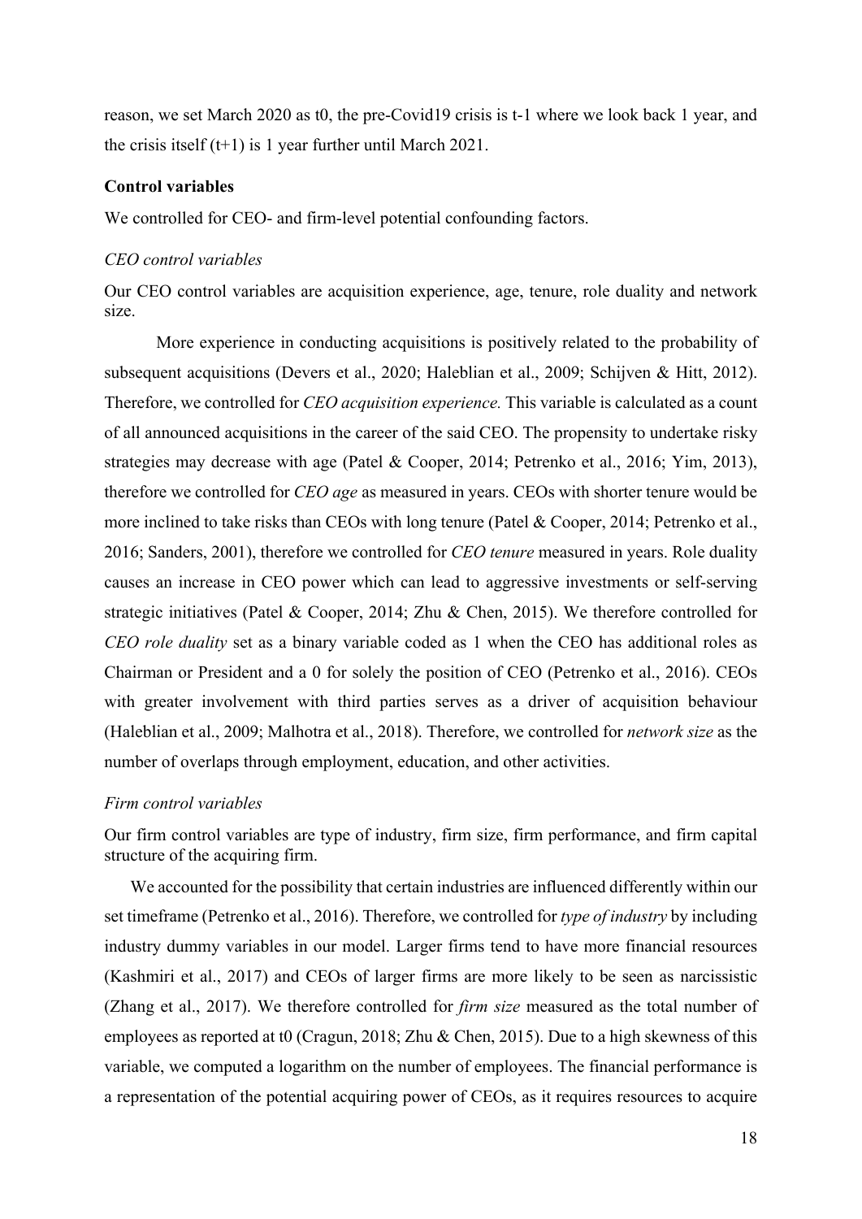reason, we set March 2020 as t0, the pre-Covid19 crisis is t-1 where we look back 1 year, and the crisis itself (t+1) is 1 year further until March 2021.

**Control variables**

We controlled for CEO- and firm-level potential confounding factors.

*CEO control variables*

Our CEO control variables are acquisition experience, age, tenure, role duality and network size.

More experience in conducting acquisitions is positively related to the probability of subsequent acquisitions (Devers et al., 2020; Haleblian et al., 2009; Schijven & Hitt, 2012). Therefore, we controlled for *CEO acquisition experience.* This variable is calculated as a count of all announced acquisitions in the career of the said CEO. The propensity to undertake risky strategies may decrease with age (Patel & Cooper, 2014; Petrenko et al., 2016; Yim, 2013), therefore we controlled for *CEO age* as measured in years. CEOs with shorter tenure would be more inclined to take risks than CEOs with long tenure (Patel & Cooper, 2014; Petrenko et al., 2016; Sanders, 2001), therefore we controlled for *CEO tenure* measured in years. Role duality causes an increase in CEO power which can lead to aggressive investments or self-serving strategic initiatives (Patel & Cooper, 2014; Zhu & Chen, 2015). We therefore controlled for *CEO role duality* set as a binary variable coded as 1 when the CEO has additional roles as Chairman or President and a 0 for solely the position of CEO (Petrenko et al., 2016). CEOs with greater involvement with third parties serves as a driver of acquisition behaviour (Haleblian et al., 2009; Malhotra et al., 2018). Therefore, we controlled for *network size* as the number of overlaps through employment, education, and other activities.

*Firm control variables*

Our firm control variables are type of industry, firm size, firm performance, and firm capital structure of the acquiring firm.

We accounted for the possibility that certain industries are influenced differently within our set timeframe (Petrenko et al., 2016). Therefore, we controlled for *type of industry* by including industry dummy variables in our model. Larger firms tend to have more financial resources (Kashmiri et al., 2017) and CEOs of larger firms are more likely to be seen as narcissistic (Zhang et al., 2017). We therefore controlled for *firm size* measured as the total number of employees as reported at t0 (Cragun, 2018; Zhu & Chen, 2015). Due to a high skewness of this variable, we computed a logarithm on the number of employees. The financial performance is a representation of the potential acquiring power of CEOs, as it requires resources to acquire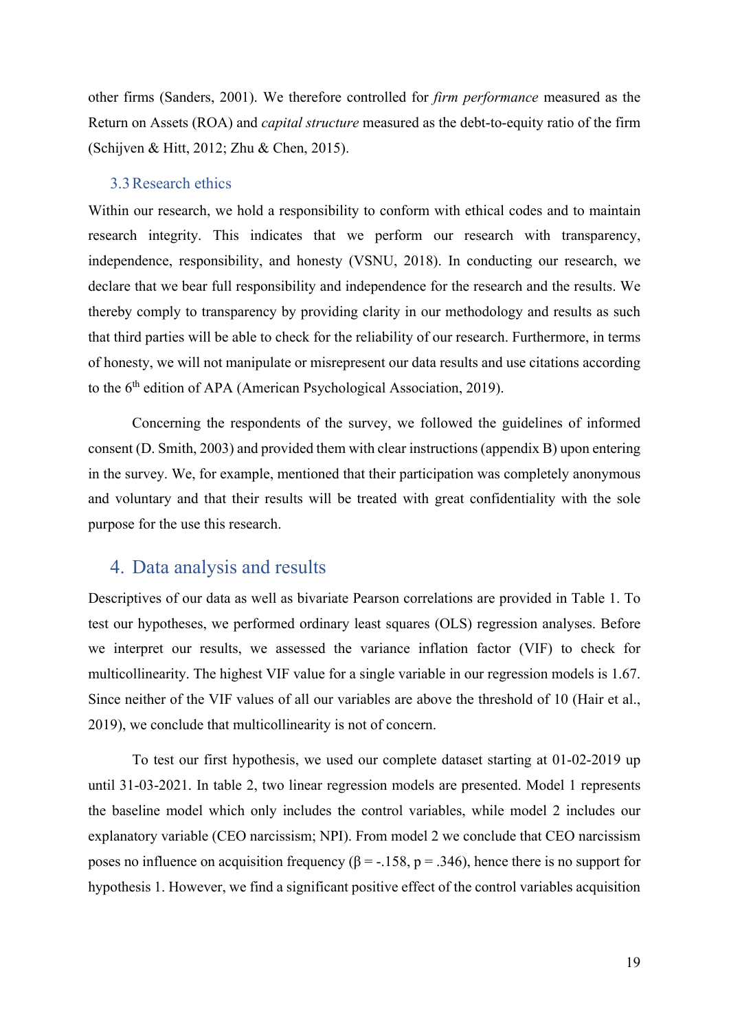other firms (Sanders, 2001). We therefore controlled for *firm performance* measured as the Return on Assets (ROA) and *capital structure* measured as the debt-to-equity ratio of the firm (Schijven & Hitt, 2012; Zhu & Chen, 2015).

## 3.3 Research ethics

Within our research, we hold a responsibility to conform with ethical codes and to maintain research integrity. This indicates that we perform our research with transparency, independence, responsibility, and honesty (VSNU, 2018). In conducting our research, we declare that we bear full responsibility and independence for the research and the results. We thereby comply to transparency by providing clarity in our methodology and results as such that third parties will be able to check for the reliability of our research. Furthermore, in terms of honesty, we will not manipulate or misrepresent our data results and use citations according to the 6th edition of APA (American Psychological Association, 2019).

Concerning the respondents of the survey, we followed the guidelines of informed consent (D. Smith, 2003) and provided them with clear instructions (appendix B) upon entering in the survey. We, for example, mentioned that their participation was completely anonymous and voluntary and that their results will be treated with great confidentiality with the sole purpose for the use this research.

# 4. Data analysis and results

Descriptives of our data as well as bivariate Pearson correlations are provided in Table 1. To test our hypotheses, we performed ordinary least squares (OLS) regression analyses. Before we interpret our results, we assessed the variance inflation factor (VIF) to check for multicollinearity. The highest VIF value for a single variable in our regression models is 1.67. Since neither of the VIF values of all our variables are above the threshold of 10 (Hair et al., 2019), we conclude that multicollinearity is not of concern.

To test our first hypothesis, we used our complete dataset starting at 01-02-2019 up until 31-03-2021. In table 2, two linear regression models are presented. Model 1 represents the baseline model which only includes the control variables, while model 2 includes our explanatory variable (CEO narcissism; NPI). From model 2 we conclude that CEO narcissism poses no influence on acquisition frequency ($\beta = -.158$, $p = .346$), hence there is no support for hypothesis 1. However, we find a significant positive effect of the control variables acquisition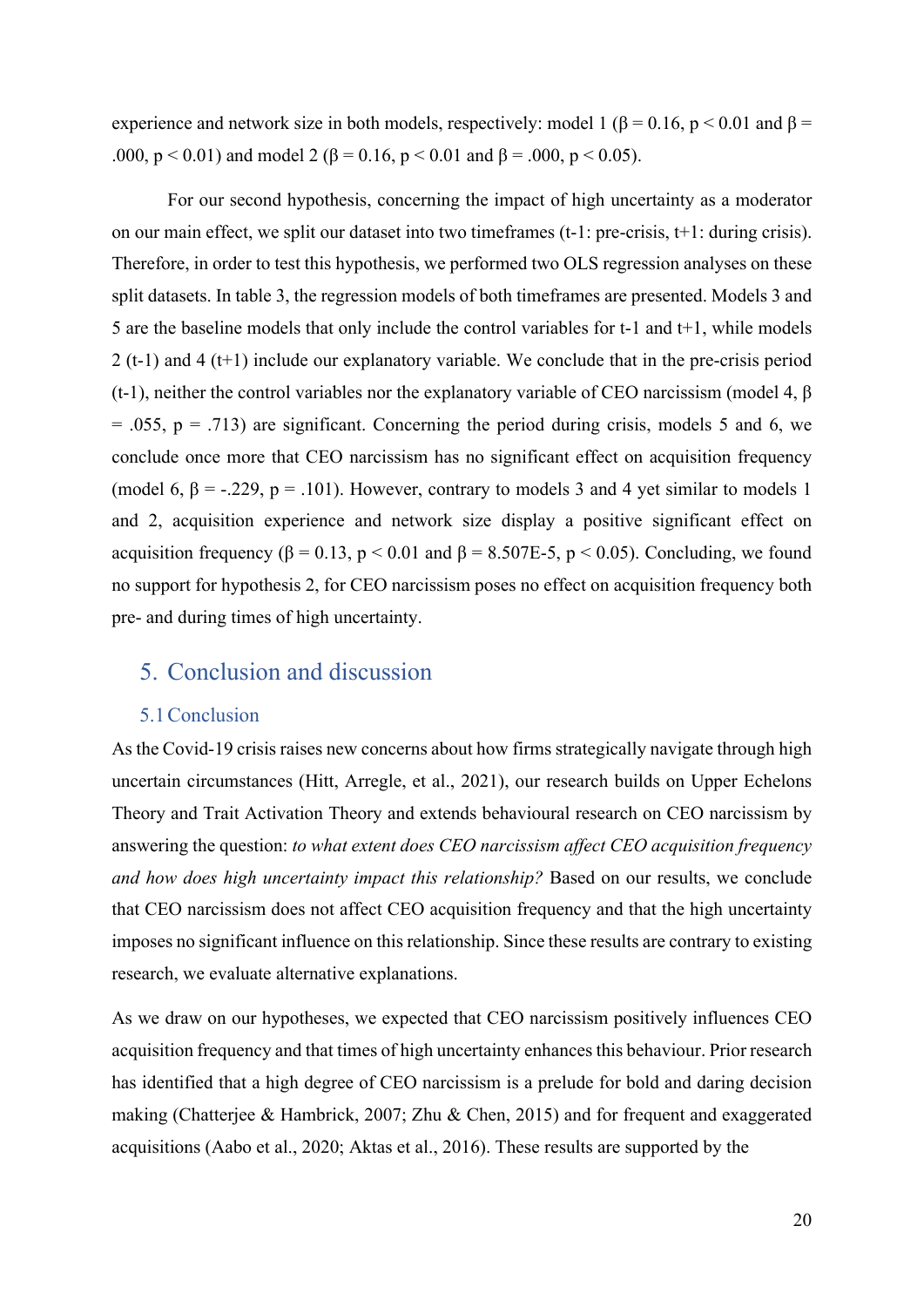experience and network size in both models, respectively: model 1 ($\beta = 0.16$, $p < 0.01$ and $\beta = .000$, $p < 0.01$) and model 2 ($\beta = 0.16$, $p < 0.01$ and $\beta = .000$, $p < 0.05$).

For our second hypothesis, concerning the impact of high uncertainty as a moderator on our main effect, we split our dataset into two timeframes (t-1: pre-crisis, t+1: during crisis). Therefore, in order to test this hypothesis, we performed two OLS regression analyses on these split datasets. In table 3, the regression models of both timeframes are presented. Models 3 and 5 are the baseline models that only include the control variables for t-1 and t+1, while models 2 (t-1) and 4 (t+1) include our explanatory variable. We conclude that in the pre-crisis period (t-1), neither the control variables nor the explanatory variable of CEO narcissism (model 4, $\beta = .055$, $p = .713$) are significant. Concerning the period during crisis, models 5 and 6, we conclude once more that CEO narcissism has no significant effect on acquisition frequency (model 6, $\beta = -.229$, $p = .101$). However, contrary to models 3 and 4 yet similar to models 1 and 2, acquisition experience and network size display a positive significant effect on acquisition frequency ($\beta = 0.13$, $p < 0.01$ and $\beta = 8.507\text{E-}5$, $p < 0.05$). Concluding, we found no support for hypothesis 2, for CEO narcissism poses no effect on acquisition frequency both pre- and during times of high uncertainty.

# 5. Conclusion and discussion

## 5.1 Conclusion

As the Covid-19 crisis raises new concerns about how firms strategically navigate through high uncertain circumstances (Hitt, Arregle, et al., 2021), our research builds on Upper Echelons Theory and Trait Activation Theory and extends behavioural research on CEO narcissism by answering the question: *to what extent does CEO narcissism affect CEO acquisition frequency and how does high uncertainty impact this relationship?* Based on our results, we conclude that CEO narcissism does not affect CEO acquisition frequency and that the high uncertainty imposes no significant influence on this relationship. Since these results are contrary to existing research, we evaluate alternative explanations.

As we draw on our hypotheses, we expected that CEO narcissism positively influences CEO acquisition frequency and that times of high uncertainty enhances this behaviour. Prior research has identified that a high degree of CEO narcissism is a prelude for bold and daring decision making (Chatterjee & Hambrick, 2007; Zhu & Chen, 2015) and for frequent and exaggerated acquisitions (Aabo et al., 2020; Aktas et al., 2016). These results are supported by the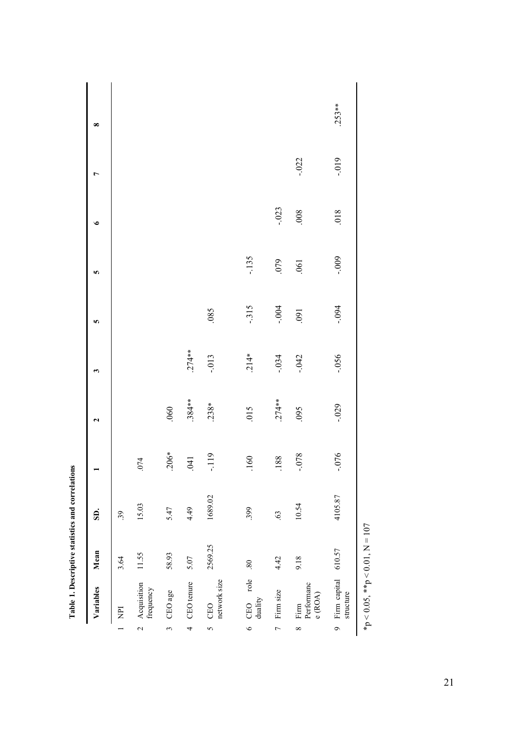**Table 1. Descriptive statistics and correlations**

| | Variables | Mean | SD. | 1 | 2 | 3 | 5 | 5 | 6 | 7 | 8 |
|---|---|---|---|---|---|---|---|---|---|---|---|
| 1 | NPI | 3.64 | .39 | | | | | | | | |
| 2 | Acquisition frequency | 11.55 | 15.03 | .074 | | | | | | | |
| 3 | CEO age | 58.93 | 5.47 | .206* | .060 | | | | | | |
| 4 | CEO tenure | 5.07 | 4.49 | .041 | .384** | .274** | | | | | |
| 5 | CEO network size | 2569.25 | 1689.02 | -.119 | .238* | -.013 | .085 | | | | |
| 6 | CEO role duality | .80 | .399 | .160 | .015 | .214* | -.315 | -.135 | | | |
| 7 | Firm size | 4.42 | .63 | .188 | .274** | -.034 | -.004 | .079 | -.023 | | |
| 8 | Firm Performance (ROA) | 9.18 | 10.54 | -.078 | .095 | -.042 | .091 | .061 | .008 | -.022 | |
| 9 | Firm capital structure | 610.57 | 4105.87 | -.076 | -.029 | -.056 | -.094 | -.009 | .018 | -.019 | .253** |

*p < 0.05, **p < 0.01, N = 107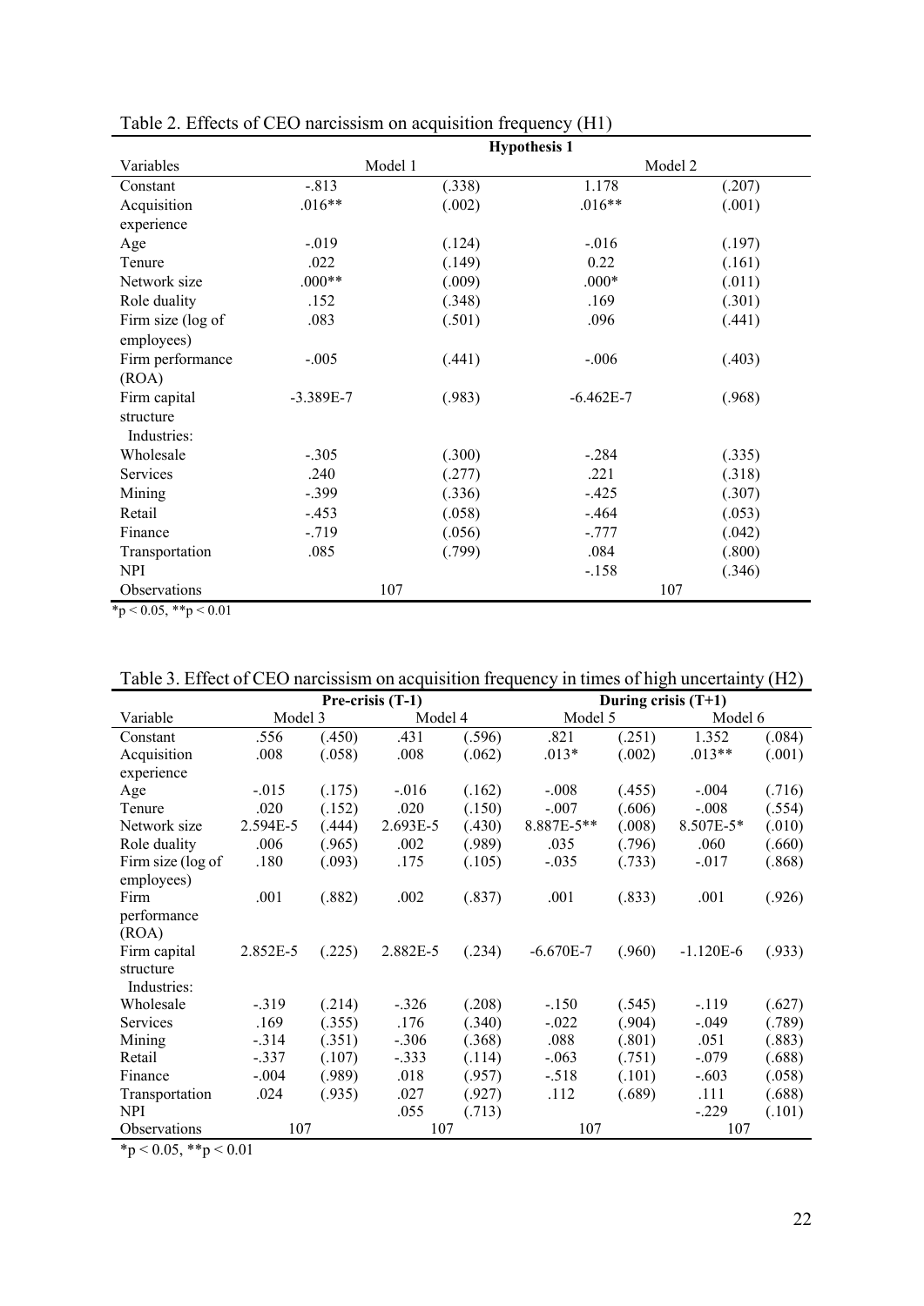Table 2. Effects of CEO narcissism on acquisition frequency (H1)

| | Hypothesis 1 | | | |
|---|---|---|---|---|
| Variables | Model 1 | | Model 2 | |
| Constant | -.813 | (.338) | 1.178 | (.207) |
| Acquisition experience | .016** | (.002) | .016** | (.001) |
| Age | -.019 | (.124) | -.016 | (.197) |
| Tenure | .022 | (.149) | 0.22 | (.161) |
| Network size | .000** | (.009) | .000* | (.011) |
| Role duality | .152 | (.348) | .169 | (.301) |
| Firm size (log of employees) | .083 | (.501) | .096 | (.441) |
| Firm performance (ROA) | -.005 | (.441) | -.006 | (.403) |
| Firm capital structure | -3.389E-7 | (.983) | -6.462E-7 | (.968) |
| Industries: | | | | |
| Wholesale | -.305 | (.300) | -.284 | (.335) |
| Services | .240 | (.277) | .221 | (.318) |
| Mining | -.399 | (.336) | -.425 | (.307) |
| Retail | -.453 | (.058) | -.464 | (.053) |
| Finance | -.719 | (.056) | -.777 | (.042) |
| Transportation | .085 | (.799) | .084 | (.800) |
| NPI | | | -.158 | (.346) |
| Observations | 107 | | 107 | |

*p < 0.05, **p < 0.01

Table 3. Effect of CEO narcissism on acquisition frequency in times of high uncertainty (H2)

| | Pre-crisis (T-1) | | | | During crisis (T+1) | | | |
|---|---|---|---|---|---|---|---|---|
| Variable | Model 3 | | Model 4 | | Model 5 | | Model 6 | |
| Constant | .556 | (.450) | .431 | (.596) | .821 | (.251) | 1.352 | (.084) |
| Acquisition experience | .008 | (.058) | .008 | (.062) | .013* | (.002) | .013** | (.001) |
| Age | -.015 | (.175) | -.016 | (.162) | -.008 | (.455) | -.004 | (.716) |
| Tenure | .020 | (.152) | .020 | (.150) | -.007 | (.606) | -.008 | (.554) |
| Network size | 2.594E-5 | (.444) | 2.693E-5 | (.430) | 8.887E-5** | (.008) | 8.507E-5* | (.010) |
| Role duality | .006 | (.965) | .002 | (.989) | .035 | (.796) | .060 | (.660) |
| Firm size (log of employees) | .180 | (.093) | .175 | (.105) | -.035 | (.733) | -.017 | (.868) |
| Firm performance (ROA) | .001 | (.882) | .002 | (.837) | .001 | (.833) | .001 | (.926) |
| Firm capital structure | 2.852E-5 | (.225) | 2.882E-5 | (.234) | -6.670E-7 | (.960) | -1.120E-6 | (.933) |
| Industries: | | | | | | | | |
| Wholesale | -.319 | (.214) | -.326 | (.208) | -.150 | (.545) | -.119 | (.627) |
| Services | .169 | (.355) | .176 | (.340) | -.022 | (.904) | -.049 | (.789) |
| Mining | -.314 | (.351) | -.306 | (.368) | .088 | (.801) | .051 | (.883) |
| Retail | -.337 | (.107) | -.333 | (.114) | -.063 | (.751) | -.079 | (.688) |
| Finance | -.004 | (.989) | .018 | (.957) | -.518 | (.101) | -.603 | (.058) |
| Transportation | .024 | (.935) | .027 | (.927) | .112 | (.689) | .111 | (.688) |
| NPI | | | .055 | (.713) | | | -.229 | (.101) |
| Observations | 107 | | 107 | | 107 | | 107 | |

*p < 0.05, **p < 0.01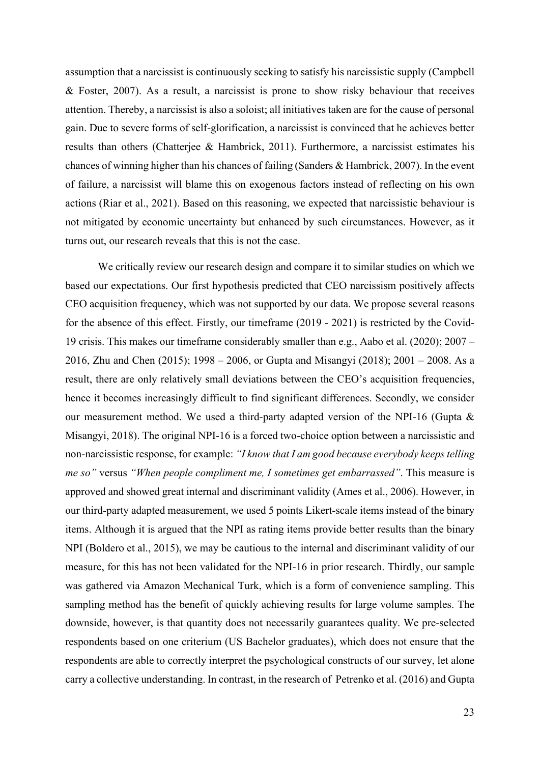assumption that a narcissist is continuously seeking to satisfy his narcissistic supply (Campbell & Foster, 2007). As a result, a narcissist is prone to show risky behaviour that receives attention. Thereby, a narcissist is also a soloist; all initiatives taken are for the cause of personal gain. Due to severe forms of self-glorification, a narcissist is convinced that he achieves better results than others (Chatterjee & Hambrick, 2011). Furthermore, a narcissist estimates his chances of winning higher than his chances of failing (Sanders & Hambrick, 2007). In the event of failure, a narcissist will blame this on exogenous factors instead of reflecting on his own actions (Riar et al., 2021). Based on this reasoning, we expected that narcissistic behaviour is not mitigated by economic uncertainty but enhanced by such circumstances. However, as it turns out, our research reveals that this is not the case.

We critically review our research design and compare it to similar studies on which we based our expectations. Our first hypothesis predicted that CEO narcissism positively affects CEO acquisition frequency, which was not supported by our data. We propose several reasons for the absence of this effect. Firstly, our timeframe (2019 - 2021) is restricted by the Covid-19 crisis. This makes our timeframe considerably smaller than e.g., Aabo et al. (2020); 2007 – 2016, Zhu and Chen (2015); 1998 – 2006, or Gupta and Misangyi (2018); 2001 – 2008. As a result, there are only relatively small deviations between the CEO's acquisition frequencies, hence it becomes increasingly difficult to find significant differences. Secondly, we consider our measurement method. We used a third-party adapted version of the NPI-16 (Gupta & Misangyi, 2018). The original NPI-16 is a forced two-choice option between a narcissistic and non-narcissistic response, for example: *"I know that I am good because everybody keeps telling me so"* versus *"When people compliment me, I sometimes get embarrassed"*. This measure is approved and showed great internal and discriminant validity (Ames et al., 2006). However, in our third-party adapted measurement, we used 5 points Likert-scale items instead of the binary items. Although it is argued that the NPI as rating items provide better results than the binary NPI (Boldero et al., 2015), we may be cautious to the internal and discriminant validity of our measure, for this has not been validated for the NPI-16 in prior research. Thirdly, our sample was gathered via Amazon Mechanical Turk, which is a form of convenience sampling. This sampling method has the benefit of quickly achieving results for large volume samples. The downside, however, is that quantity does not necessarily guarantees quality. We pre-selected respondents based on one criterium (US Bachelor graduates), which does not ensure that the respondents are able to correctly interpret the psychological constructs of our survey, let alone carry a collective understanding. In contrast, in the research of Petrenko et al. (2016) and Gupta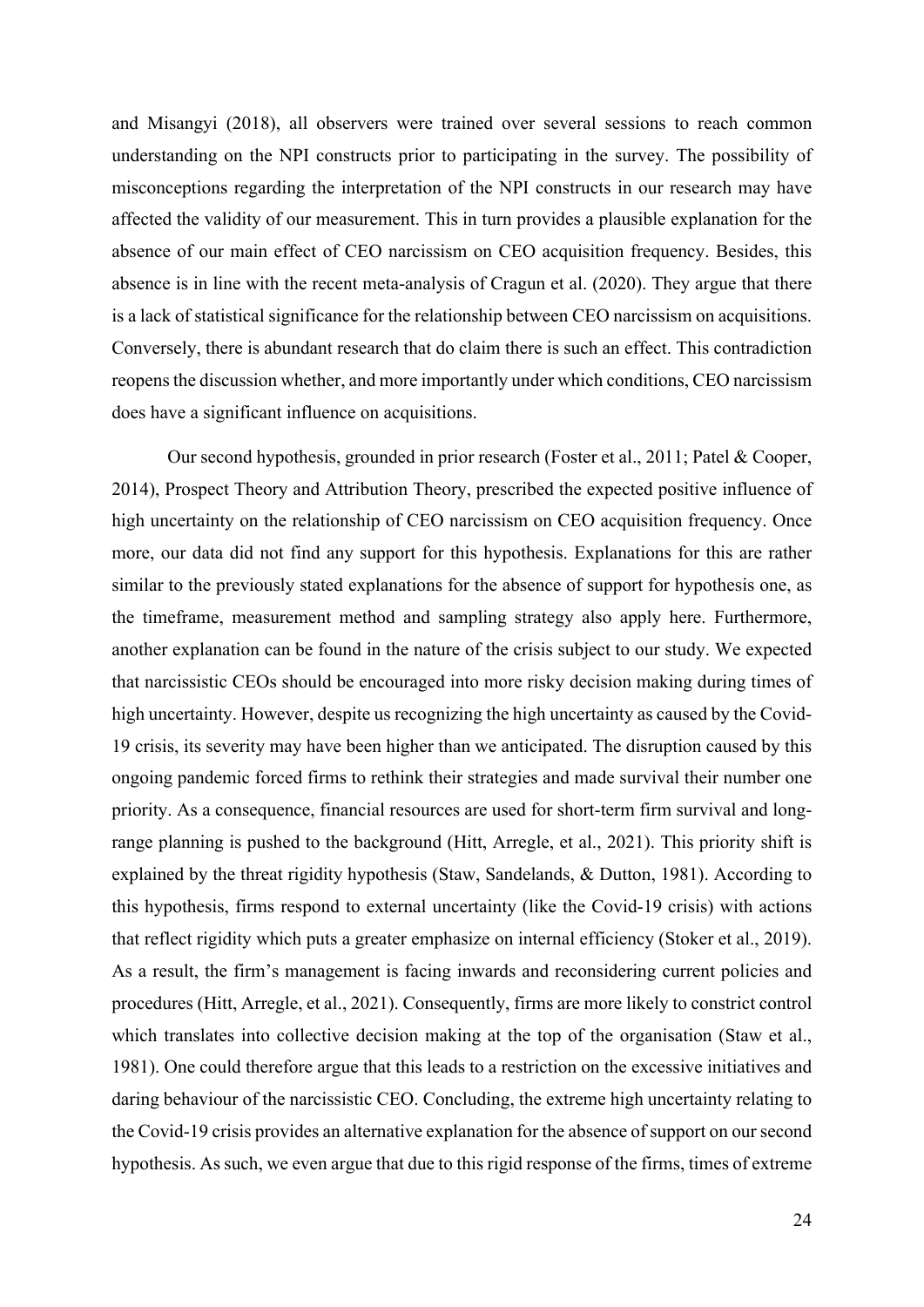and Misangyi (2018), all observers were trained over several sessions to reach common understanding on the NPI constructs prior to participating in the survey. The possibility of misconceptions regarding the interpretation of the NPI constructs in our research may have affected the validity of our measurement. This in turn provides a plausible explanation for the absence of our main effect of CEO narcissism on CEO acquisition frequency. Besides, this absence is in line with the recent meta-analysis of Cragun et al. (2020). They argue that there is a lack of statistical significance for the relationship between CEO narcissism on acquisitions. Conversely, there is abundant research that do claim there is such an effect. This contradiction reopens the discussion whether, and more importantly under which conditions, CEO narcissism does have a significant influence on acquisitions.

Our second hypothesis, grounded in prior research (Foster et al., 2011; Patel & Cooper, 2014), Prospect Theory and Attribution Theory, prescribed the expected positive influence of high uncertainty on the relationship of CEO narcissism on CEO acquisition frequency. Once more, our data did not find any support for this hypothesis. Explanations for this are rather similar to the previously stated explanations for the absence of support for hypothesis one, as the timeframe, measurement method and sampling strategy also apply here. Furthermore, another explanation can be found in the nature of the crisis subject to our study. We expected that narcissistic CEOs should be encouraged into more risky decision making during times of high uncertainty. However, despite us recognizing the high uncertainty as caused by the Covid-19 crisis, its severity may have been higher than we anticipated. The disruption caused by this ongoing pandemic forced firms to rethink their strategies and made survival their number one priority. As a consequence, financial resources are used for short-term firm survival and long-range planning is pushed to the background (Hitt, Arregle, et al., 2021). This priority shift is explained by the threat rigidity hypothesis (Staw, Sandelands, & Dutton, 1981). According to this hypothesis, firms respond to external uncertainty (like the Covid-19 crisis) with actions that reflect rigidity which puts a greater emphasize on internal efficiency (Stoker et al., 2019). As a result, the firm's management is facing inwards and reconsidering current policies and procedures (Hitt, Arregle, et al., 2021). Consequently, firms are more likely to constrict control which translates into collective decision making at the top of the organisation (Staw et al., 1981). One could therefore argue that this leads to a restriction on the excessive initiatives and daring behaviour of the narcissistic CEO. Concluding, the extreme high uncertainty relating to the Covid-19 crisis provides an alternative explanation for the absence of support on our second hypothesis. As such, we even argue that due to this rigid response of the firms, times of extreme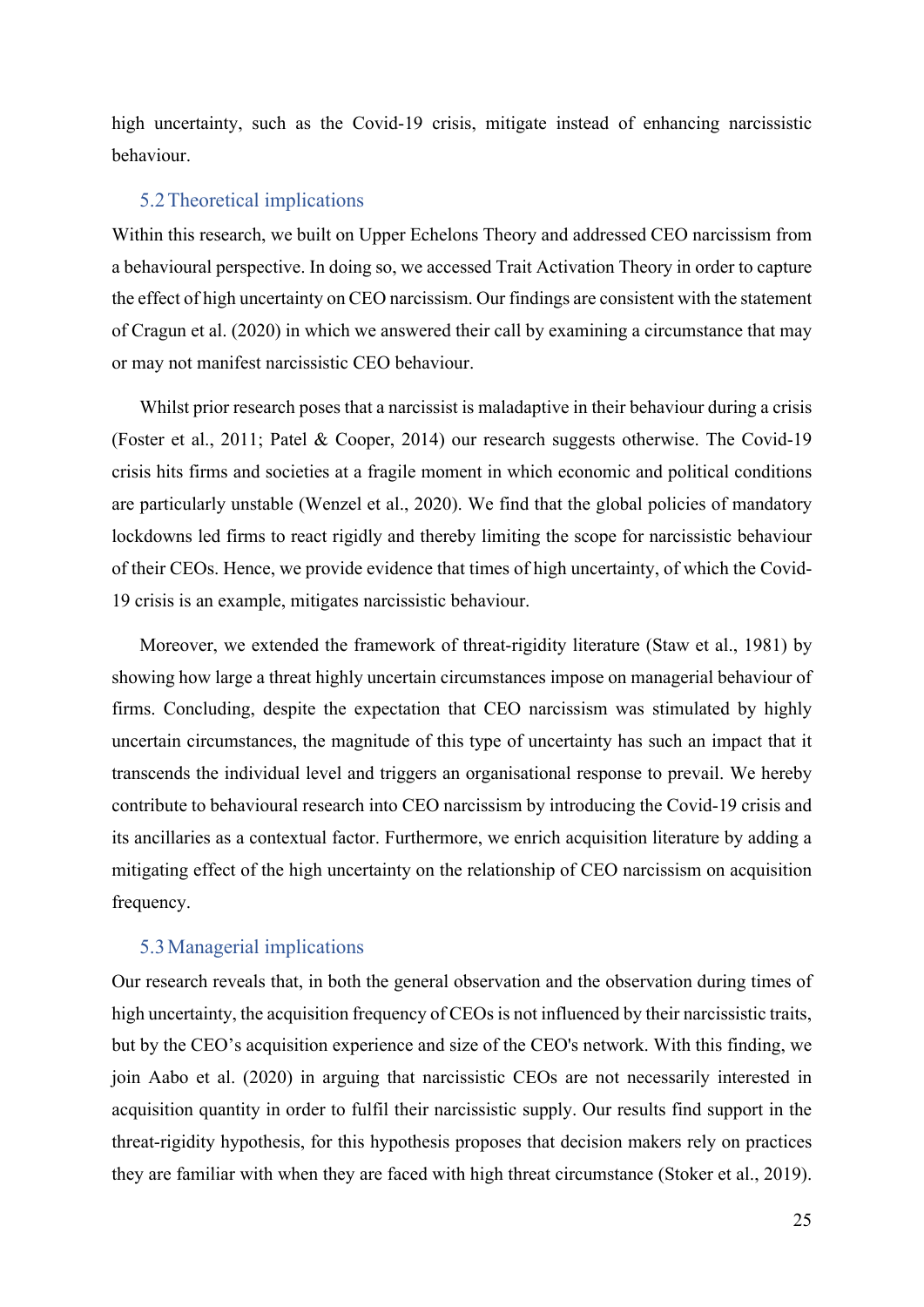high uncertainty, such as the Covid-19 crisis, mitigate instead of enhancing narcissistic behaviour.

### 5.2 Theoretical implications

Within this research, we built on Upper Echelons Theory and addressed CEO narcissism from a behavioural perspective. In doing so, we accessed Trait Activation Theory in order to capture the effect of high uncertainty on CEO narcissism. Our findings are consistent with the statement of Cragun et al. (2020) in which we answered their call by examining a circumstance that may or may not manifest narcissistic CEO behaviour.

Whilst prior research poses that a narcissist is maladaptive in their behaviour during a crisis (Foster et al., 2011; Patel & Cooper, 2014) our research suggests otherwise. The Covid-19 crisis hits firms and societies at a fragile moment in which economic and political conditions are particularly unstable (Wenzel et al., 2020). We find that the global policies of mandatory lockdowns led firms to react rigidly and thereby limiting the scope for narcissistic behaviour of their CEOs. Hence, we provide evidence that times of high uncertainty, of which the Covid-19 crisis is an example, mitigates narcissistic behaviour.

Moreover, we extended the framework of threat-rigidity literature (Staw et al., 1981) by showing how large a threat highly uncertain circumstances impose on managerial behaviour of firms. Concluding, despite the expectation that CEO narcissism was stimulated by highly uncertain circumstances, the magnitude of this type of uncertainty has such an impact that it transcends the individual level and triggers an organisational response to prevail. We hereby contribute to behavioural research into CEO narcissism by introducing the Covid-19 crisis and its ancillaries as a contextual factor. Furthermore, we enrich acquisition literature by adding a mitigating effect of the high uncertainty on the relationship of CEO narcissism on acquisition frequency.

### 5.3 Managerial implications

Our research reveals that, in both the general observation and the observation during times of high uncertainty, the acquisition frequency of CEOs is not influenced by their narcissistic traits, but by the CEO's acquisition experience and size of the CEO's network. With this finding, we join Aabo et al. (2020) in arguing that narcissistic CEOs are not necessarily interested in acquisition quantity in order to fulfil their narcissistic supply. Our results find support in the threat-rigidity hypothesis, for this hypothesis proposes that decision makers rely on practices they are familiar with when they are faced with high threat circumstance (Stoker et al., 2019).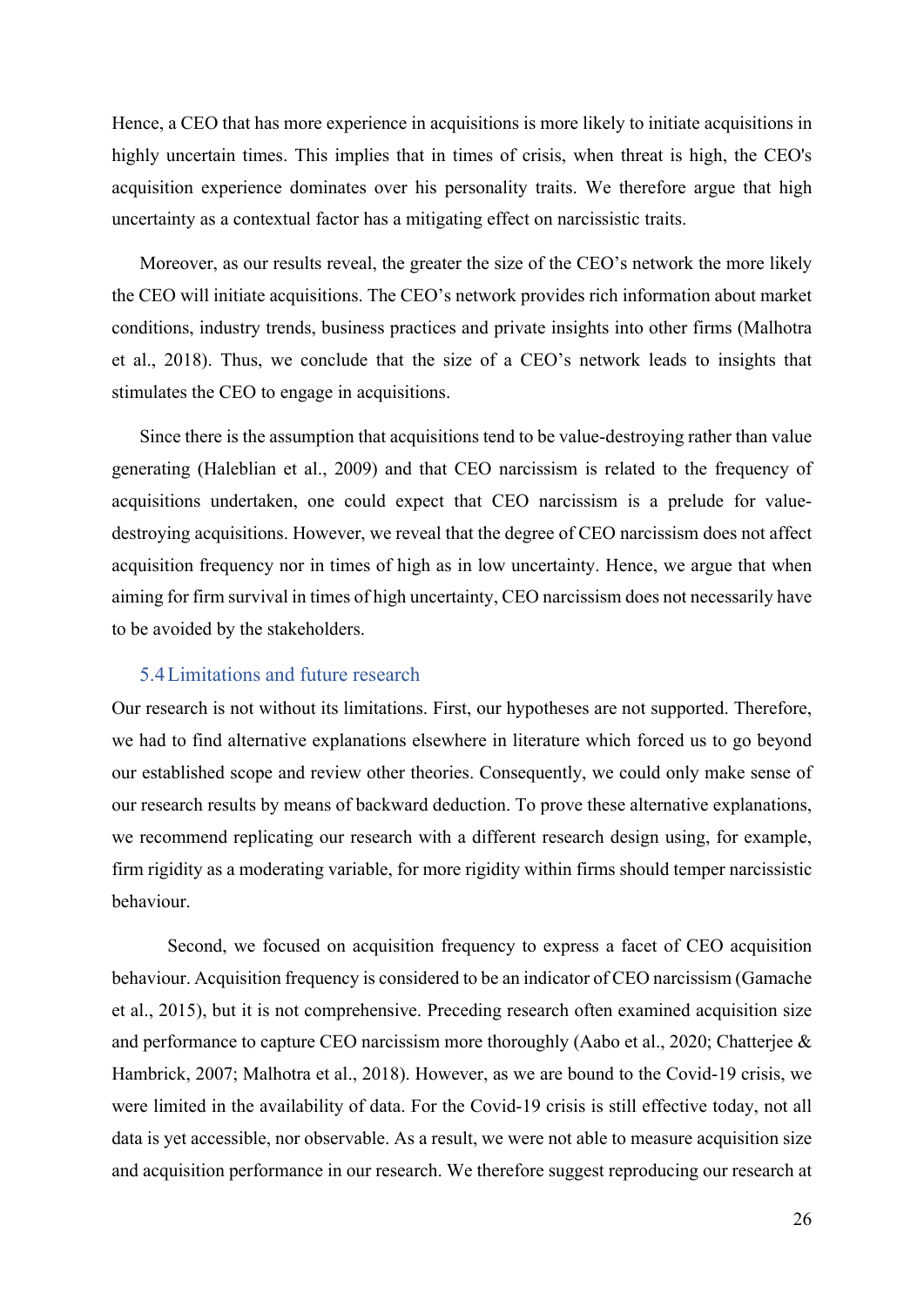Hence, a CEO that has more experience in acquisitions is more likely to initiate acquisitions in highly uncertain times. This implies that in times of crisis, when threat is high, the CEO's acquisition experience dominates over his personality traits. We therefore argue that high uncertainty as a contextual factor has a mitigating effect on narcissistic traits.

Moreover, as our results reveal, the greater the size of the CEO's network the more likely the CEO will initiate acquisitions. The CEO's network provides rich information about market conditions, industry trends, business practices and private insights into other firms (Malhotra et al., 2018). Thus, we conclude that the size of a CEO's network leads to insights that stimulates the CEO to engage in acquisitions.

Since there is the assumption that acquisitions tend to be value-destroying rather than value generating (Haleblian et al., 2009) and that CEO narcissism is related to the frequency of acquisitions undertaken, one could expect that CEO narcissism is a prelude for value-destroying acquisitions. However, we reveal that the degree of CEO narcissism does not affect acquisition frequency nor in times of high as in low uncertainty. Hence, we argue that when aiming for firm survival in times of high uncertainty, CEO narcissism does not necessarily have to be avoided by the stakeholders.

### 5.4 Limitations and future research

Our research is not without its limitations. First, our hypotheses are not supported. Therefore, we had to find alternative explanations elsewhere in literature which forced us to go beyond our established scope and review other theories. Consequently, we could only make sense of our research results by means of backward deduction. To prove these alternative explanations, we recommend replicating our research with a different research design using, for example, firm rigidity as a moderating variable, for more rigidity within firms should temper narcissistic behaviour.

Second, we focused on acquisition frequency to express a facet of CEO acquisition behaviour. Acquisition frequency is considered to be an indicator of CEO narcissism (Gamache et al., 2015), but it is not comprehensive. Preceding research often examined acquisition size and performance to capture CEO narcissism more thoroughly (Aabo et al., 2020; Chatterjee & Hambrick, 2007; Malhotra et al., 2018). However, as we are bound to the Covid-19 crisis, we were limited in the availability of data. For the Covid-19 crisis is still effective today, not all data is yet accessible, nor observable. As a result, we were not able to measure acquisition size and acquisition performance in our research. We therefore suggest reproducing our research at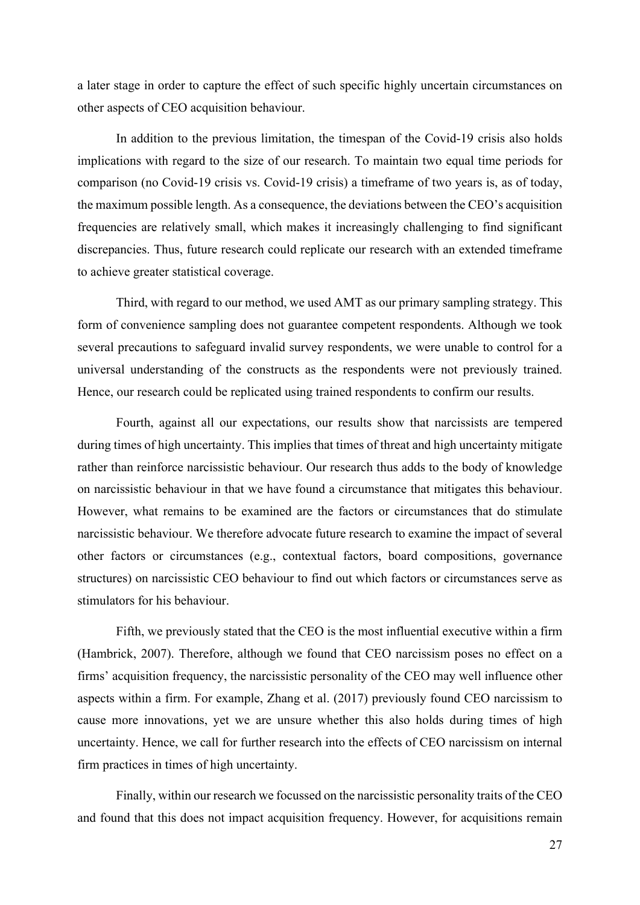a later stage in order to capture the effect of such specific highly uncertain circumstances on other aspects of CEO acquisition behaviour.

In addition to the previous limitation, the timespan of the Covid-19 crisis also holds implications with regard to the size of our research. To maintain two equal time periods for comparison (no Covid-19 crisis vs. Covid-19 crisis) a timeframe of two years is, as of today, the maximum possible length. As a consequence, the deviations between the CEO's acquisition frequencies are relatively small, which makes it increasingly challenging to find significant discrepancies. Thus, future research could replicate our research with an extended timeframe to achieve greater statistical coverage.

Third, with regard to our method, we used AMT as our primary sampling strategy. This form of convenience sampling does not guarantee competent respondents. Although we took several precautions to safeguard invalid survey respondents, we were unable to control for a universal understanding of the constructs as the respondents were not previously trained. Hence, our research could be replicated using trained respondents to confirm our results.

Fourth, against all our expectations, our results show that narcissists are tempered during times of high uncertainty. This implies that times of threat and high uncertainty mitigate rather than reinforce narcissistic behaviour. Our research thus adds to the body of knowledge on narcissistic behaviour in that we have found a circumstance that mitigates this behaviour. However, what remains to be examined are the factors or circumstances that do stimulate narcissistic behaviour. We therefore advocate future research to examine the impact of several other factors or circumstances (e.g., contextual factors, board compositions, governance structures) on narcissistic CEO behaviour to find out which factors or circumstances serve as stimulators for his behaviour.

Fifth, we previously stated that the CEO is the most influential executive within a firm (Hambrick, 2007). Therefore, although we found that CEO narcissism poses no effect on a firms' acquisition frequency, the narcissistic personality of the CEO may well influence other aspects within a firm. For example, Zhang et al. (2017) previously found CEO narcissism to cause more innovations, yet we are unsure whether this also holds during times of high uncertainty. Hence, we call for further research into the effects of CEO narcissism on internal firm practices in times of high uncertainty.

Finally, within our research we focussed on the narcissistic personality traits of the CEO and found that this does not impact acquisition frequency. However, for acquisitions remain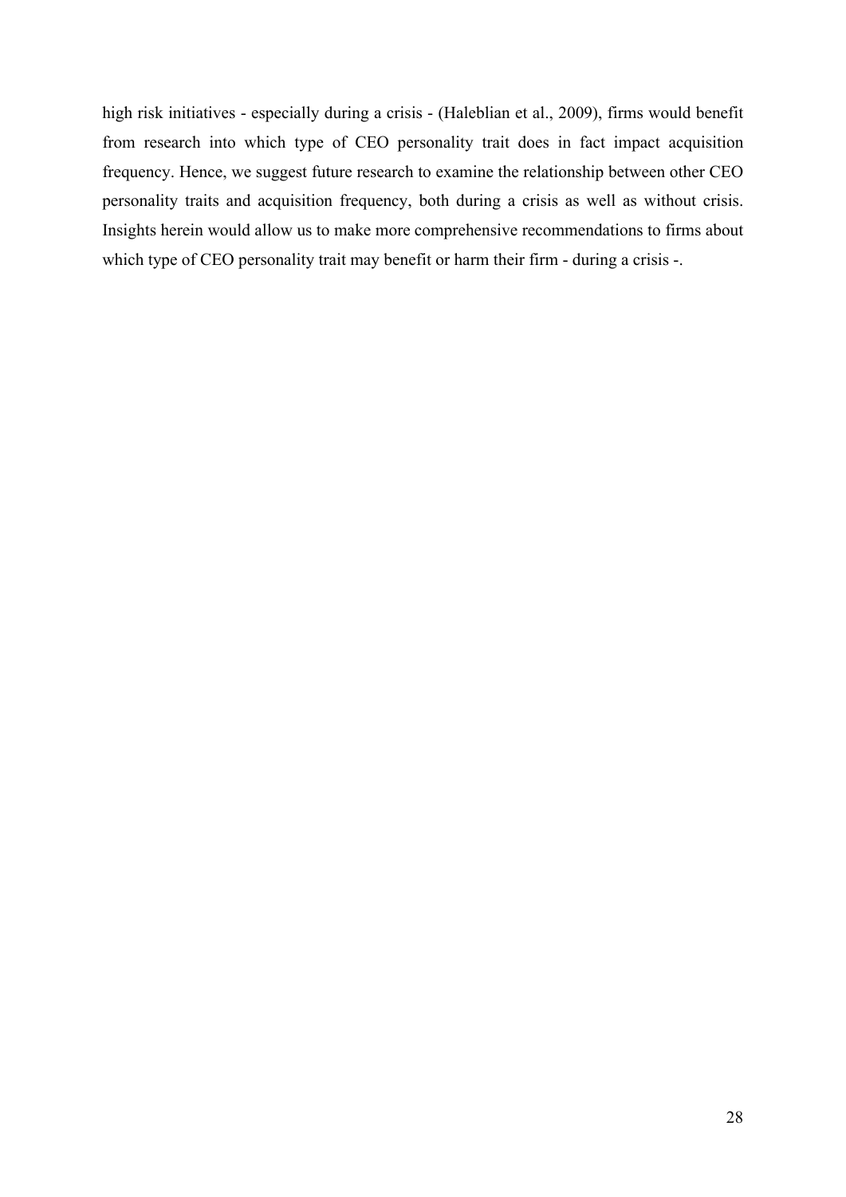high risk initiatives - especially during a crisis - (Haleblian et al., 2009), firms would benefit from research into which type of CEO personality trait does in fact impact acquisition frequency. Hence, we suggest future research to examine the relationship between other CEO personality traits and acquisition frequency, both during a crisis as well as without crisis. Insights herein would allow us to make more comprehensive recommendations to firms about which type of CEO personality trait may benefit or harm their firm - during a crisis -.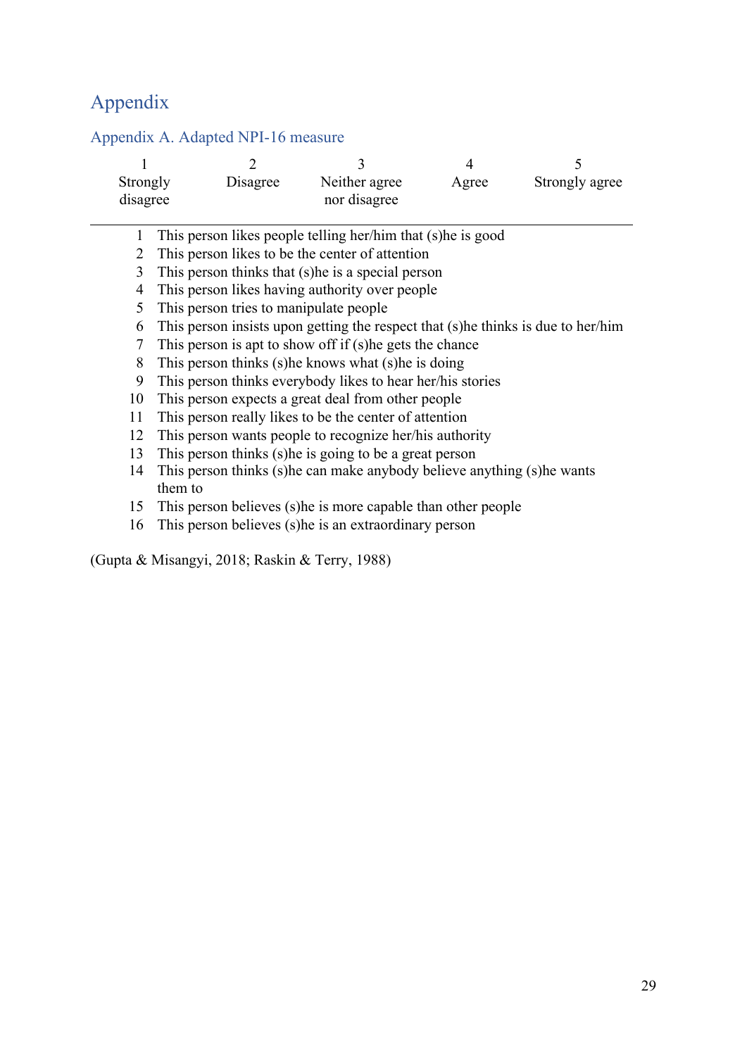# Appendix

## Appendix A. Adapted NPI-16 measure

| 1<br>Strongly disagree | 2<br>Disagree | 3<br>Neither agree nor disagree | 4<br>Agree | 5<br>Strongly agree |
|---|---|---|---|---|

| | |
|---|---|
| 1 | This person likes people telling her/him that (s)he is good |
| 2 | This person likes to be the center of attention |
| 3 | This person thinks that (s)he is a special person |
| 4 | This person likes having authority over people |
| 5 | This person tries to manipulate people |
| 6 | This person insists upon getting the respect that (s)he thinks is due to her/him |
| 7 | This person is apt to show off if (s)he gets the chance |
| 8 | This person thinks (s)he knows what (s)he is doing |
| 9 | This person thinks everybody likes to hear her/his stories |
| 10 | This person expects a great deal from other people |
| 11 | This person really likes to be the center of attention |
| 12 | This person wants people to recognize her/his authority |
| 13 | This person thinks (s)he is going to be a great person |
| 14 | This person thinks (s)he can make anybody believe anything (s)he wants them to |
| 15 | This person believes (s)he is more capable than other people |
| 16 | This person believes (s)he is an extraordinary person |

(Gupta & Misangyi, 2018; Raskin & Terry, 1988)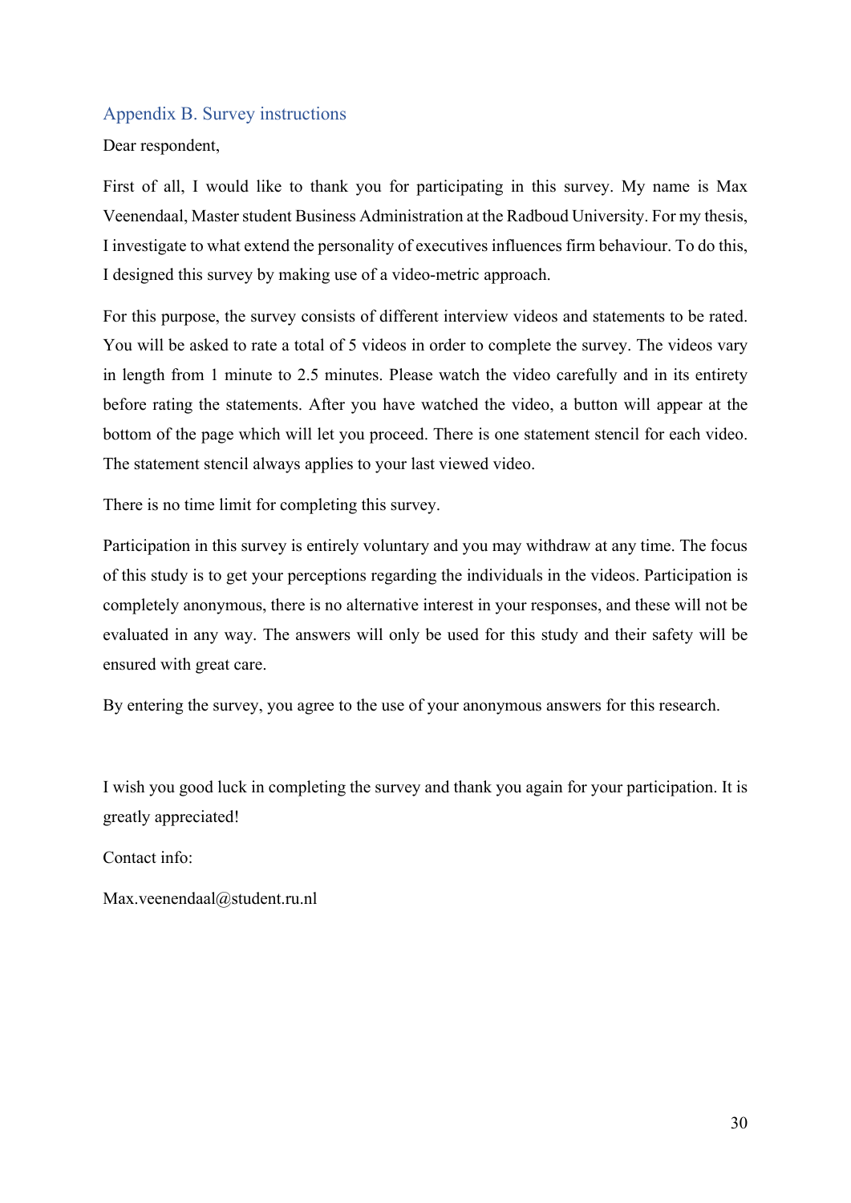## Appendix B. Survey instructions

Dear respondent,

First of all, I would like to thank you for participating in this survey. My name is Max Veenendaal, Master student Business Administration at the Radboud University. For my thesis, I investigate to what extend the personality of executives influences firm behaviour. To do this, I designed this survey by making use of a video-metric approach.

For this purpose, the survey consists of different interview videos and statements to be rated. You will be asked to rate a total of 5 videos in order to complete the survey. The videos vary in length from 1 minute to 2.5 minutes. Please watch the video carefully and in its entirety before rating the statements. After you have watched the video, a button will appear at the bottom of the page which will let you proceed. There is one statement stencil for each video. The statement stencil always applies to your last viewed video.

There is no time limit for completing this survey.

Participation in this survey is entirely voluntary and you may withdraw at any time. The focus of this study is to get your perceptions regarding the individuals in the videos. Participation is completely anonymous, there is no alternative interest in your responses, and these will not be evaluated in any way. The answers will only be used for this study and their safety will be ensured with great care.

By entering the survey, you agree to the use of your anonymous answers for this research.

I wish you good luck in completing the survey and thank you again for your participation. It is greatly appreciated!

Contact info:

Max.veenendaal@student.ru.nl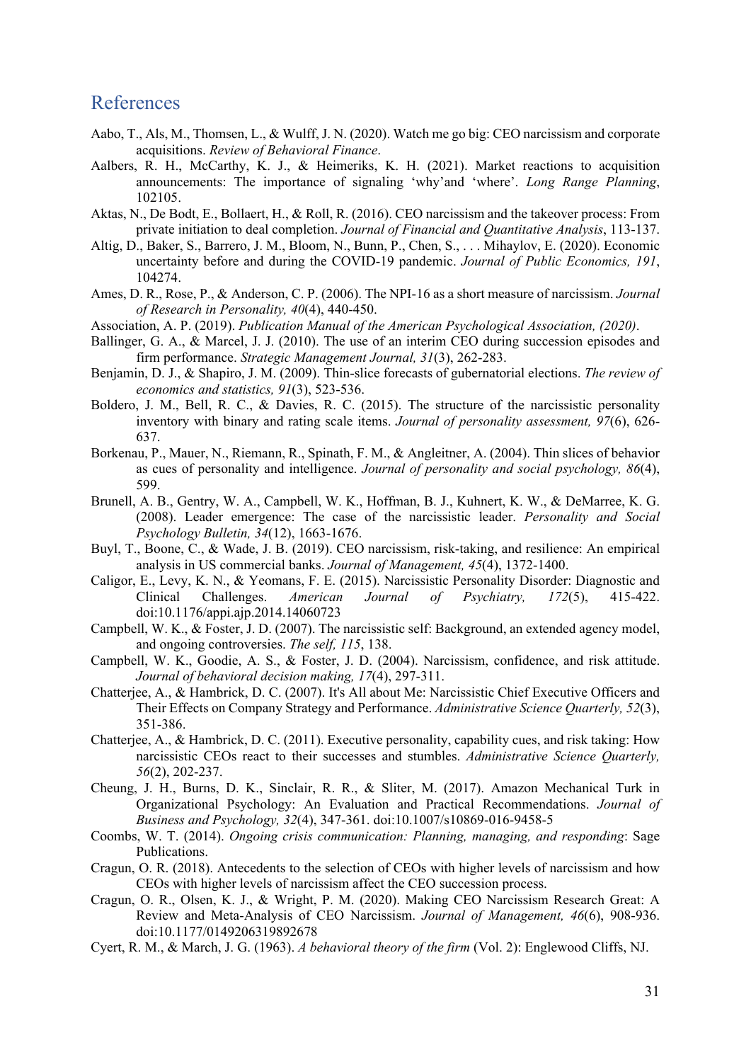## References

Aabo, T., Als, M., Thomsen, L., & Wulff, J. N. (2020). Watch me go big: CEO narcissism and corporate acquisitions. *Review of Behavioral Finance*.

Aalbers, R. H., McCarthy, K. J., & Heimeriks, K. H. (2021). Market reactions to acquisition announcements: The importance of signaling 'why'and 'where'. *Long Range Planning*, 102105.

Aktas, N., De Bodt, E., Bollaert, H., & Roll, R. (2016). CEO narcissism and the takeover process: From private initiation to deal completion. *Journal of Financial and Quantitative Analysis*, 113-137.

Altig, D., Baker, S., Barrero, J. M., Bloom, N., Bunn, P., Chen, S., . . . Mihaylov, E. (2020). Economic uncertainty before and during the COVID-19 pandemic. *Journal of Public Economics, 191*, 104274.

Ames, D. R., Rose, P., & Anderson, C. P. (2006). The NPI-16 as a short measure of narcissism. *Journal of Research in Personality, 40*(4), 440-450.

Association, A. P. (2019). *Publication Manual of the American Psychological Association, (2020)*.

Ballinger, G. A., & Marcel, J. J. (2010). The use of an interim CEO during succession episodes and firm performance. *Strategic Management Journal, 31*(3), 262-283.

Benjamin, D. J., & Shapiro, J. M. (2009). Thin-slice forecasts of gubernatorial elections. *The review of economics and statistics, 91*(3), 523-536.

Boldero, J. M., Bell, R. C., & Davies, R. C. (2015). The structure of the narcissistic personality inventory with binary and rating scale items. *Journal of personality assessment, 97*(6), 626-637.

Borkenau, P., Mauer, N., Riemann, R., Spinath, F. M., & Angleitner, A. (2004). Thin slices of behavior as cues of personality and intelligence. *Journal of personality and social psychology, 86*(4), 599.

Brunell, A. B., Gentry, W. A., Campbell, W. K., Hoffman, B. J., Kuhnert, K. W., & DeMarree, K. G. (2008). Leader emergence: The case of the narcissistic leader. *Personality and Social Psychology Bulletin, 34*(12), 1663-1676.

Buyl, T., Boone, C., & Wade, J. B. (2019). CEO narcissism, risk-taking, and resilience: An empirical analysis in US commercial banks. *Journal of Management, 45*(4), 1372-1400.

Caligor, E., Levy, K. N., & Yeomans, F. E. (2015). Narcissistic Personality Disorder: Diagnostic and Clinical Challenges. *American Journal of Psychiatry, 172*(5), 415-422. doi:10.1176/appi.ajp.2014.14060723

Campbell, W. K., & Foster, J. D. (2007). The narcissistic self: Background, an extended agency model, and ongoing controversies. *The self, 115*, 138.

Campbell, W. K., Goodie, A. S., & Foster, J. D. (2004). Narcissism, confidence, and risk attitude. *Journal of behavioral decision making, 17*(4), 297-311.

Chatterjee, A., & Hambrick, D. C. (2007). It's All about Me: Narcissistic Chief Executive Officers and Their Effects on Company Strategy and Performance. *Administrative Science Quarterly, 52*(3), 351-386.

Chatterjee, A., & Hambrick, D. C. (2011). Executive personality, capability cues, and risk taking: How narcissistic CEOs react to their successes and stumbles. *Administrative Science Quarterly, 56*(2), 202-237.

Cheung, J. H., Burns, D. K., Sinclair, R. R., & Sliter, M. (2017). Amazon Mechanical Turk in Organizational Psychology: An Evaluation and Practical Recommendations. *Journal of Business and Psychology, 32*(4), 347-361. doi:10.1007/s10869-016-9458-5

Coombs, W. T. (2014). *Ongoing crisis communication: Planning, managing, and responding*: Sage Publications.

Cragun, O. R. (2018). Antecedents to the selection of CEOs with higher levels of narcissism and how CEOs with higher levels of narcissism affect the CEO succession process.

Cragun, O. R., Olsen, K. J., & Wright, P. M. (2020). Making CEO Narcissism Research Great: A Review and Meta-Analysis of CEO Narcissism. *Journal of Management, 46*(6), 908-936. doi:10.1177/0149206319892678

Cyert, R. M., & March, J. G. (1963). *A behavioral theory of the firm* (Vol. 2): Englewood Cliffs, NJ.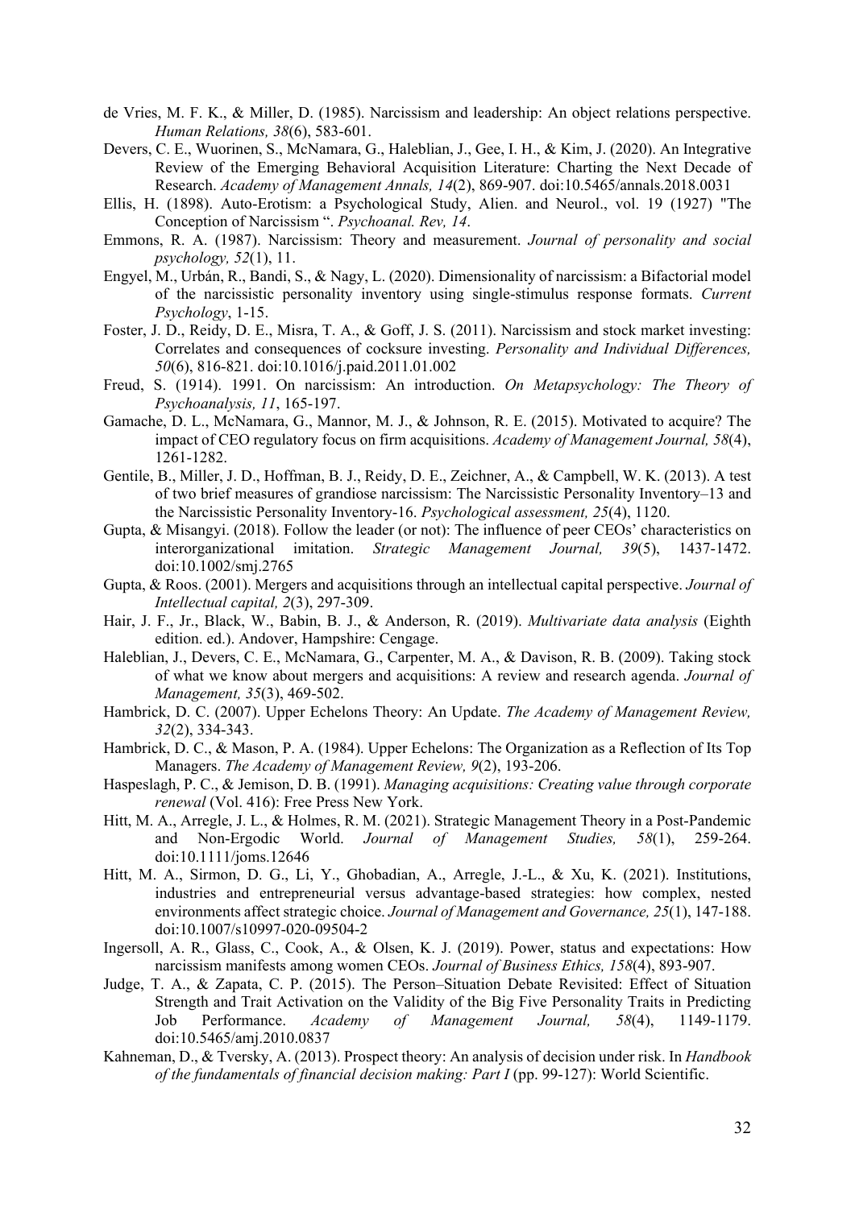de Vries, M. F. K., & Miller, D. (1985). Narcissism and leadership: An object relations perspective. *Human Relations, 38*(6), 583-601.

Devers, C. E., Wuorinen, S., McNamara, G., Haleblian, J., Gee, I. H., & Kim, J. (2020). An Integrative Review of the Emerging Behavioral Acquisition Literature: Charting the Next Decade of Research. *Academy of Management Annals, 14*(2), 869-907. doi:10.5465/annals.2018.0031

Ellis, H. (1898). Auto-Erotism: a Psychological Study, Alien. and Neurol., vol. 19 (1927) "The Conception of Narcissism ". *Psychoanal. Rev, 14*.

Emmons, R. A. (1987). Narcissism: Theory and measurement. *Journal of personality and social psychology, 52*(1), 11.

Engyel, M., Urbán, R., Bandi, S., & Nagy, L. (2020). Dimensionality of narcissism: a Bifactorial model of the narcissistic personality inventory using single-stimulus response formats. *Current Psychology*, 1-15.

Foster, J. D., Reidy, D. E., Misra, T. A., & Goff, J. S. (2011). Narcissism and stock market investing: Correlates and consequences of cocksure investing. *Personality and Individual Differences, 50*(6), 816-821. doi:10.1016/j.paid.2011.01.002

Freud, S. (1914). 1991. On narcissism: An introduction. *On Metapsychology: The Theory of Psychoanalysis, 11*, 165-197.

Gamache, D. L., McNamara, G., Mannor, M. J., & Johnson, R. E. (2015). Motivated to acquire? The impact of CEO regulatory focus on firm acquisitions. *Academy of Management Journal, 58*(4), 1261-1282.

Gentile, B., Miller, J. D., Hoffman, B. J., Reidy, D. E., Zeichner, A., & Campbell, W. K. (2013). A test of two brief measures of grandiose narcissism: The Narcissistic Personality Inventory–13 and the Narcissistic Personality Inventory-16. *Psychological assessment, 25*(4), 1120.

Gupta, & Misangyi. (2018). Follow the leader (or not): The influence of peer CEOs' characteristics on interorganizational imitation. *Strategic Management Journal, 39*(5), 1437-1472. doi:10.1002/smj.2765

Gupta, & Roos. (2001). Mergers and acquisitions through an intellectual capital perspective. *Journal of Intellectual capital, 2*(3), 297-309.

Hair, J. F., Jr., Black, W., Babin, B. J., & Anderson, R. (2019). *Multivariate data analysis* (Eighth edition. ed.). Andover, Hampshire: Cengage.

Haleblian, J., Devers, C. E., McNamara, G., Carpenter, M. A., & Davison, R. B. (2009). Taking stock of what we know about mergers and acquisitions: A review and research agenda. *Journal of Management, 35*(3), 469-502.

Hambrick, D. C. (2007). Upper Echelons Theory: An Update. *The Academy of Management Review, 32*(2), 334-343.

Hambrick, D. C., & Mason, P. A. (1984). Upper Echelons: The Organization as a Reflection of Its Top Managers. *The Academy of Management Review, 9*(2), 193-206.

Haspeslagh, P. C., & Jemison, D. B. (1991). *Managing acquisitions: Creating value through corporate renewal* (Vol. 416): Free Press New York.

Hitt, M. A., Arregle, J. L., & Holmes, R. M. (2021). Strategic Management Theory in a Post-Pandemic and Non-Ergodic World. *Journal of Management Studies, 58*(1), 259-264. doi:10.1111/joms.12646

Hitt, M. A., Sirmon, D. G., Li, Y., Ghobadian, A., Arregle, J.-L., & Xu, K. (2021). Institutions, industries and entrepreneurial versus advantage-based strategies: how complex, nested environments affect strategic choice. *Journal of Management and Governance, 25*(1), 147-188. doi:10.1007/s10997-020-09504-2

Ingersoll, A. R., Glass, C., Cook, A., & Olsen, K. J. (2019). Power, status and expectations: How narcissism manifests among women CEOs. *Journal of Business Ethics, 158*(4), 893-907.

Judge, T. A., & Zapata, C. P. (2015). The Person–Situation Debate Revisited: Effect of Situation Strength and Trait Activation on the Validity of the Big Five Personality Traits in Predicting Job Performance. *Academy of Management Journal, 58*(4), 1149-1179. doi:10.5465/amj.2010.0837

Kahneman, D., & Tversky, A. (2013). Prospect theory: An analysis of decision under risk. In *Handbook of the fundamentals of financial decision making: Part I* (pp. 99-127): World Scientific.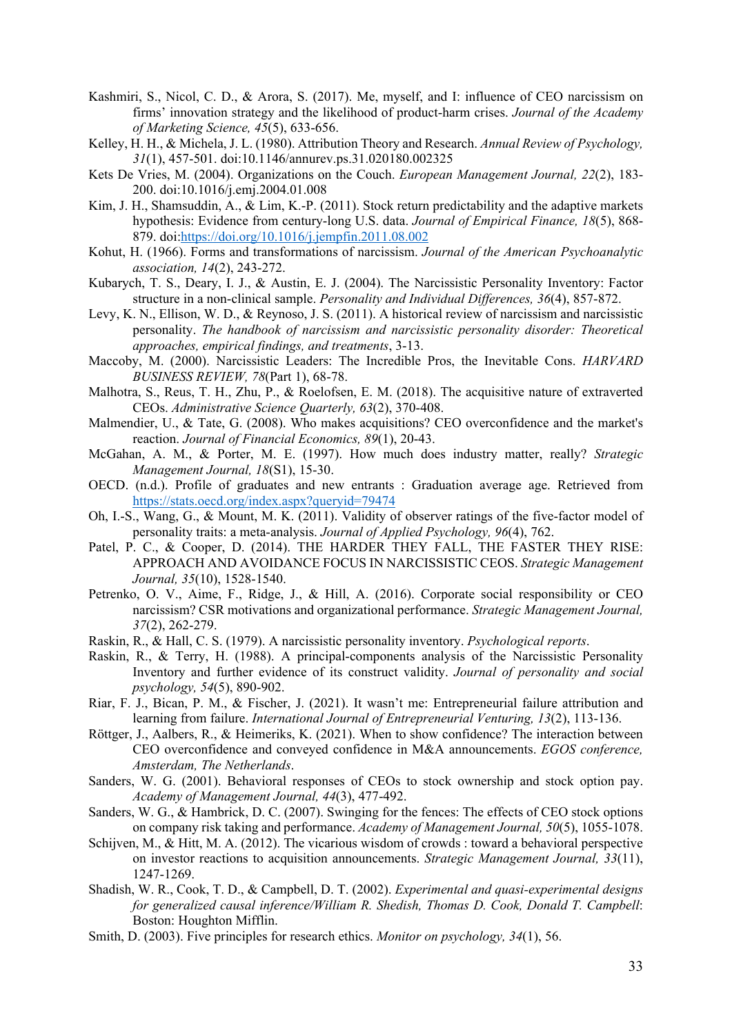Kashmiri, S., Nicol, C. D., & Arora, S. (2017). Me, myself, and I: influence of CEO narcissism on firms' innovation strategy and the likelihood of product-harm crises. *Journal of the Academy of Marketing Science, 45*(5), 633-656.

Kelley, H. H., & Michela, J. L. (1980). Attribution Theory and Research. *Annual Review of Psychology, 31*(1), 457-501. doi:10.1146/annurev.ps.31.020180.002325

Kets De Vries, M. (2004). Organizations on the Couch. *European Management Journal, 22*(2), 183-200. doi:10.1016/j.emj.2004.01.008

Kim, J. H., Shamsuddin, A., & Lim, K.-P. (2011). Stock return predictability and the adaptive markets hypothesis: Evidence from century-long U.S. data. *Journal of Empirical Finance, 18*(5), 868-879. doi:https://doi.org/10.1016/j.jempfin.2011.08.002

Kohut, H. (1966). Forms and transformations of narcissism. *Journal of the American Psychoanalytic association, 14*(2), 243-272.

Kubarych, T. S., Deary, I. J., & Austin, E. J. (2004). The Narcissistic Personality Inventory: Factor structure in a non-clinical sample. *Personality and Individual Differences, 36*(4), 857-872.

Levy, K. N., Ellison, W. D., & Reynoso, J. S. (2011). A historical review of narcissism and narcissistic personality. *The handbook of narcissism and narcissistic personality disorder: Theoretical approaches, empirical findings, and treatments*, 3-13.

Maccoby, M. (2000). Narcissistic Leaders: The Incredible Pros, the Inevitable Cons. *HARVARD BUSINESS REVIEW, 78*(Part 1), 68-78.

Malhotra, S., Reus, T. H., Zhu, P., & Roelofsen, E. M. (2018). The acquisitive nature of extraverted CEOs. *Administrative Science Quarterly, 63*(2), 370-408.

Malmendier, U., & Tate, G. (2008). Who makes acquisitions? CEO overconfidence and the market's reaction. *Journal of Financial Economics, 89*(1), 20-43.

McGahan, A. M., & Porter, M. E. (1997). How much does industry matter, really? *Strategic Management Journal, 18*(S1), 15-30.

OECD. (n.d.). Profile of graduates and new entrants : Graduation average age. Retrieved from https://stats.oecd.org/index.aspx?queryid=79474

Oh, I.-S., Wang, G., & Mount, M. K. (2011). Validity of observer ratings of the five-factor model of personality traits: a meta-analysis. *Journal of Applied Psychology, 96*(4), 762.

Patel, P. C., & Cooper, D. (2014). THE HARDER THEY FALL, THE FASTER THEY RISE: APPROACH AND AVOIDANCE FOCUS IN NARCISSISTIC CEOS. *Strategic Management Journal, 35*(10), 1528-1540.

Petrenko, O. V., Aime, F., Ridge, J., & Hill, A. (2016). Corporate social responsibility or CEO narcissism? CSR motivations and organizational performance. *Strategic Management Journal, 37*(2), 262-279.

Raskin, R., & Hall, C. S. (1979). A narcissistic personality inventory. *Psychological reports*.

Raskin, R., & Terry, H. (1988). A principal-components analysis of the Narcissistic Personality Inventory and further evidence of its construct validity. *Journal of personality and social psychology, 54*(5), 890-902.

Riar, F. J., Bican, P. M., & Fischer, J. (2021). It wasn't me: Entrepreneurial failure attribution and learning from failure. *International Journal of Entrepreneurial Venturing, 13*(2), 113-136.

Röttger, J., Aalbers, R., & Heimeriks, K. (2021). When to show confidence? The interaction between CEO overconfidence and conveyed confidence in M&A announcements. *EGOS conference, Amsterdam, The Netherlands*.

Sanders, W. G. (2001). Behavioral responses of CEOs to stock ownership and stock option pay. *Academy of Management Journal, 44*(3), 477-492.

Sanders, W. G., & Hambrick, D. C. (2007). Swinging for the fences: The effects of CEO stock options on company risk taking and performance. *Academy of Management Journal, 50*(5), 1055-1078.

Schijven, M., & Hitt, M. A. (2012). The vicarious wisdom of crowds : toward a behavioral perspective on investor reactions to acquisition announcements. *Strategic Management Journal, 33*(11), 1247-1269.

Shadish, W. R., Cook, T. D., & Campbell, D. T. (2002). *Experimental and quasi-experimental designs for generalized causal inference/William R. Shedish, Thomas D. Cook, Donald T. Campbell*: Boston: Houghton Mifflin.

Smith, D. (2003). Five principles for research ethics. *Monitor on psychology, 34*(1), 56.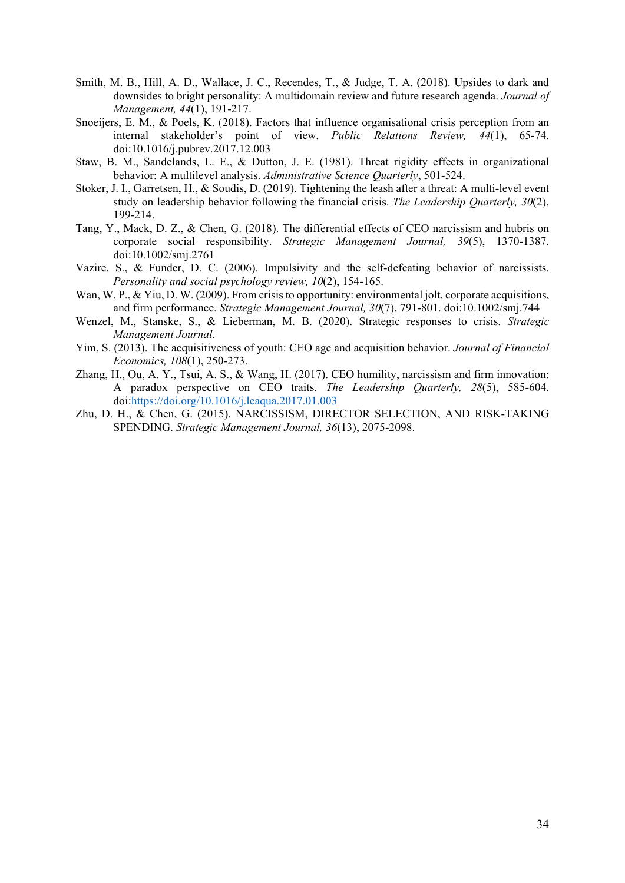Smith, M. B., Hill, A. D., Wallace, J. C., Recendes, T., & Judge, T. A. (2018). Upsides to dark and downsides to bright personality: A multidomain review and future research agenda. *Journal of Management, 44*(1), 191-217.

Snoeijers, E. M., & Poels, K. (2018). Factors that influence organisational crisis perception from an internal stakeholder's point of view. *Public Relations Review, 44*(1), 65-74. doi:10.1016/j.pubrev.2017.12.003

Staw, B. M., Sandelands, L. E., & Dutton, J. E. (1981). Threat rigidity effects in organizational behavior: A multilevel analysis. *Administrative Science Quarterly*, 501-524.

Stoker, J. I., Garretsen, H., & Soudis, D. (2019). Tightening the leash after a threat: A multi-level event study on leadership behavior following the financial crisis. *The Leadership Quarterly, 30*(2), 199-214.

Tang, Y., Mack, D. Z., & Chen, G. (2018). The differential effects of CEO narcissism and hubris on corporate social responsibility. *Strategic Management Journal, 39*(5), 1370-1387. doi:10.1002/smj.2761

Vazire, S., & Funder, D. C. (2006). Impulsivity and the self-defeating behavior of narcissists. *Personality and social psychology review, 10*(2), 154-165.

Wan, W. P., & Yiu, D. W. (2009). From crisis to opportunity: environmental jolt, corporate acquisitions, and firm performance. *Strategic Management Journal, 30*(7), 791-801. doi:10.1002/smj.744

Wenzel, M., Stanske, S., & Lieberman, M. B. (2020). Strategic responses to crisis. *Strategic Management Journal*.

Yim, S. (2013). The acquisitiveness of youth: CEO age and acquisition behavior. *Journal of Financial Economics, 108*(1), 250-273.

Zhang, H., Ou, A. Y., Tsui, A. S., & Wang, H. (2017). CEO humility, narcissism and firm innovation: A paradox perspective on CEO traits. *The Leadership Quarterly, 28*(5), 585-604. doi:https://doi.org/10.1016/j.leaqua.2017.01.003

Zhu, D. H., & Chen, G. (2015). NARCISSISM, DIRECTOR SELECTION, AND RISK-TAKING SPENDING. *Strategic Management Journal, 36*(13), 2075-2098.